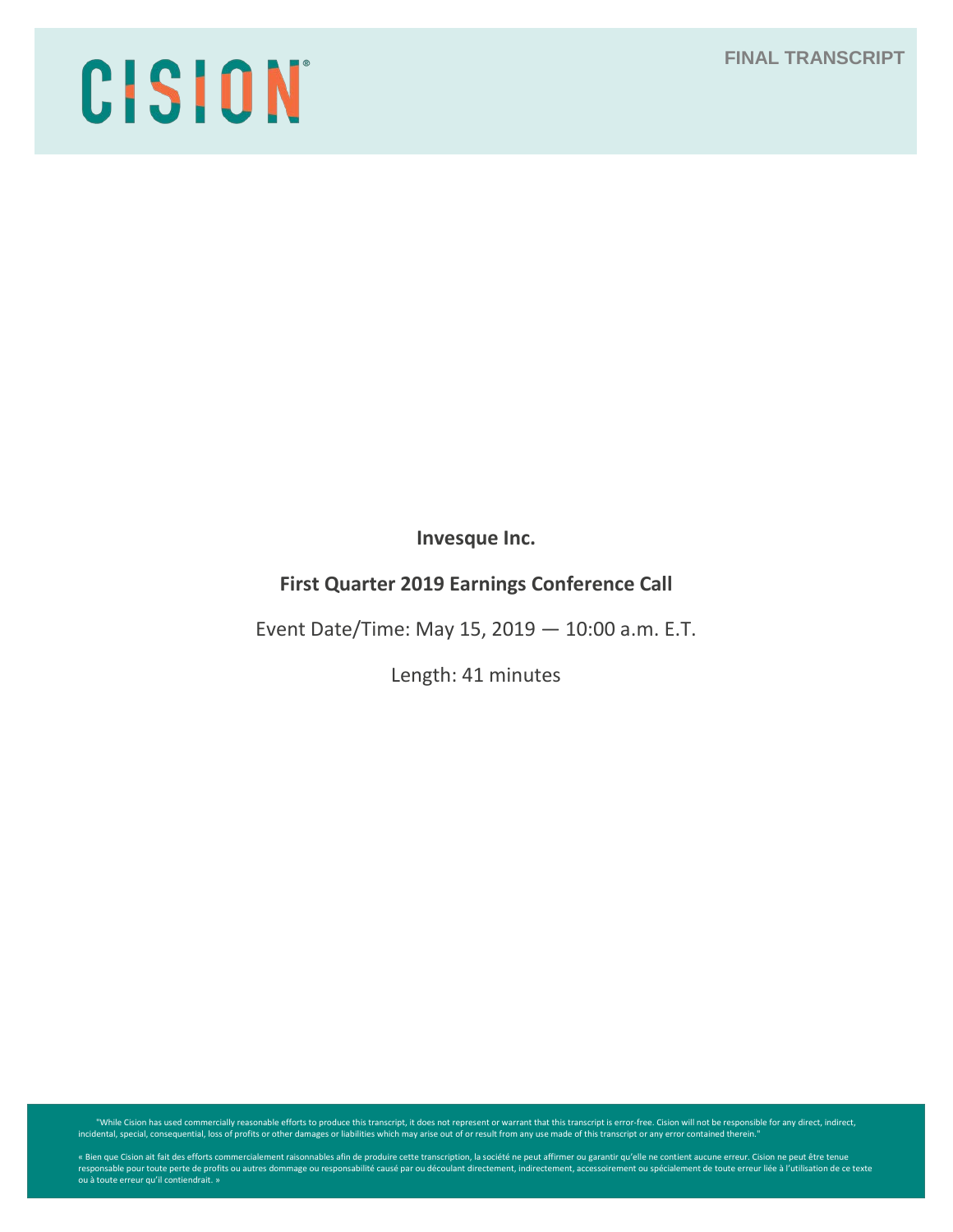CISION

FINAL TRANSCRIPT

**Invesque Inc.**

**First Quarter 2019 Earnings Conference Call**

Event Date/Time: May 15, 2019 — 10:00 a.m. E.T.

Length: 41 minutes

"While Cision has used commercially reasonable efforts to produce this transcript, it does not represent or warrant that this transcript is error-free. Cision will not be responsible for any direct, indirect, incidental, special, consequential, loss of profits or other damages or liabilities which may arise out of or result from any use made of this transcript or any error contained therein."

« Bien que Cision ait fait des efforts commercialement raisonnables afin de produire cette transcription, la société ne peut affirmer ou garantir qu'elle ne contient aucune erreur. Cision ne peut être tenue responsable pour toute perte de profits ou autres dommage ou responsabilité causé par ou découlant directement, indirectement, accessoirement ou spécialement de toute erreur liée à l'utilisation de ce texte ou à toute erreur qu'il contiendrait. »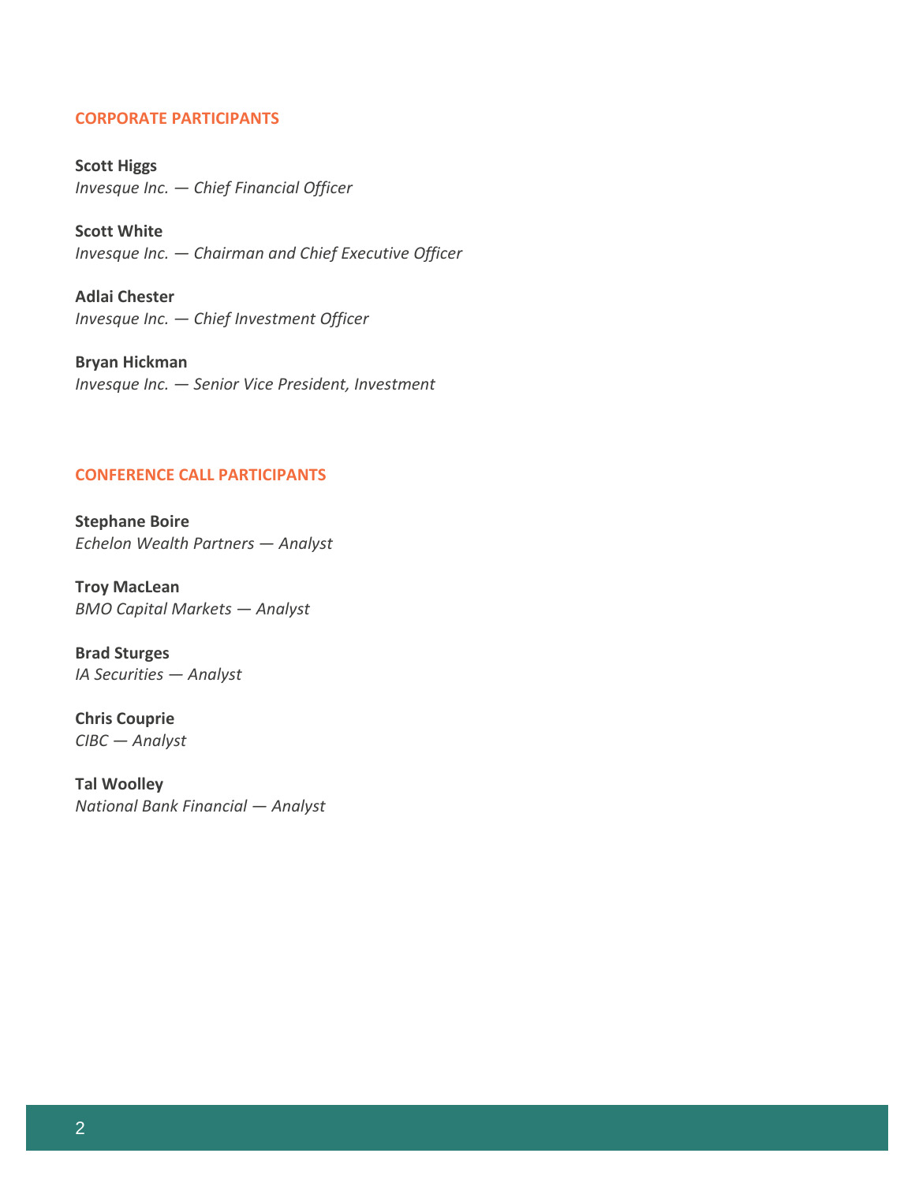## CORPORATE PARTICIPANTS

**Scott Higgs**
*Invesque Inc. — Chief Financial Officer*

**Scott White**
*Invesque Inc. — Chairman and Chief Executive Officer*

**Adlai Chester**
*Invesque Inc. — Chief Investment Officer*

**Bryan Hickman**
*Invesque Inc. — Senior Vice President, Investment*

## CONFERENCE CALL PARTICIPANTS

**Stephane Boire**
*Echelon Wealth Partners — Analyst*

**Troy MacLean**
*BMO Capital Markets — Analyst*

**Brad Sturges**
*IA Securities — Analyst*

**Chris Couprie**
*CIBC — Analyst*

**Tal Woolley**
*National Bank Financial — Analyst*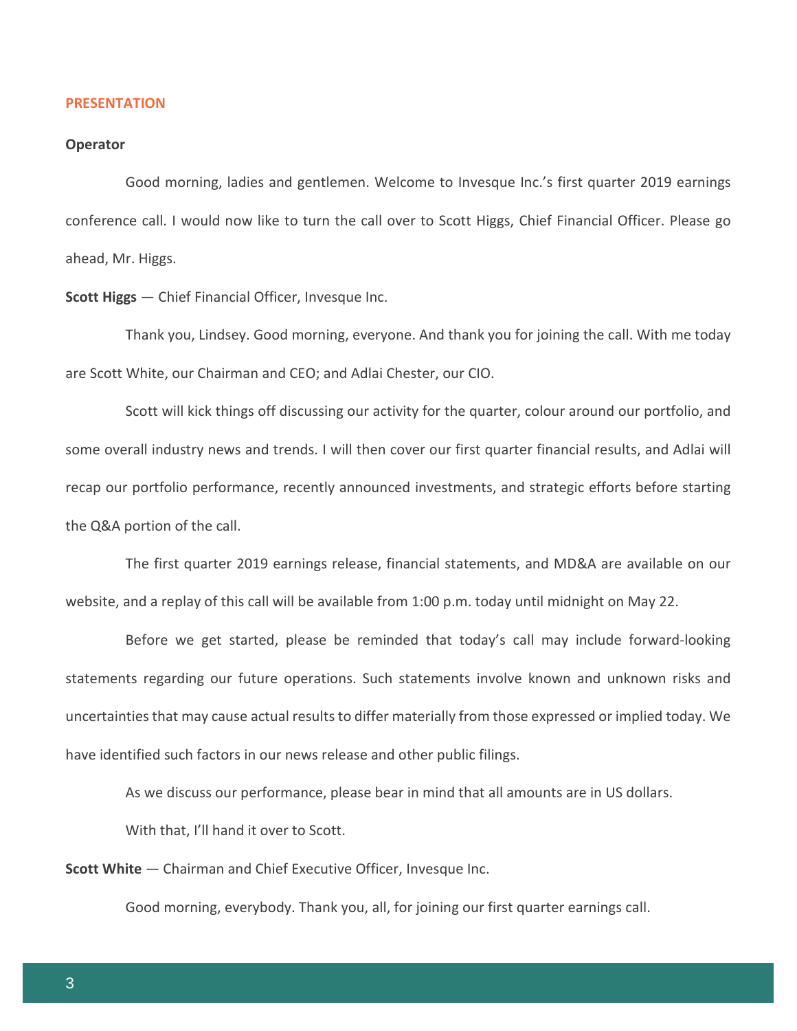## PRESENTATION

**Operator**

Good morning, ladies and gentlemen. Welcome to Invesque Inc.'s first quarter 2019 earnings conference call. I would now like to turn the call over to Scott Higgs, Chief Financial Officer. Please go ahead, Mr. Higgs.

**Scott Higgs** — Chief Financial Officer, Invesque Inc.

Thank you, Lindsey. Good morning, everyone. And thank you for joining the call. With me today are Scott White, our Chairman and CEO; and Adlai Chester, our CIO.

Scott will kick things off discussing our activity for the quarter, colour around our portfolio, and some overall industry news and trends. I will then cover our first quarter financial results, and Adlai will recap our portfolio performance, recently announced investments, and strategic efforts before starting the Q&A portion of the call.

The first quarter 2019 earnings release, financial statements, and MD&A are available on our website, and a replay of this call will be available from 1:00 p.m. today until midnight on May 22.

Before we get started, please be reminded that today's call may include forward-looking statements regarding our future operations. Such statements involve known and unknown risks and uncertainties that may cause actual results to differ materially from those expressed or implied today. We have identified such factors in our news release and other public filings.

As we discuss our performance, please bear in mind that all amounts are in US dollars.

With that, I'll hand it over to Scott.

**Scott White** — Chairman and Chief Executive Officer, Invesque Inc.

Good morning, everybody. Thank you, all, for joining our first quarter earnings call.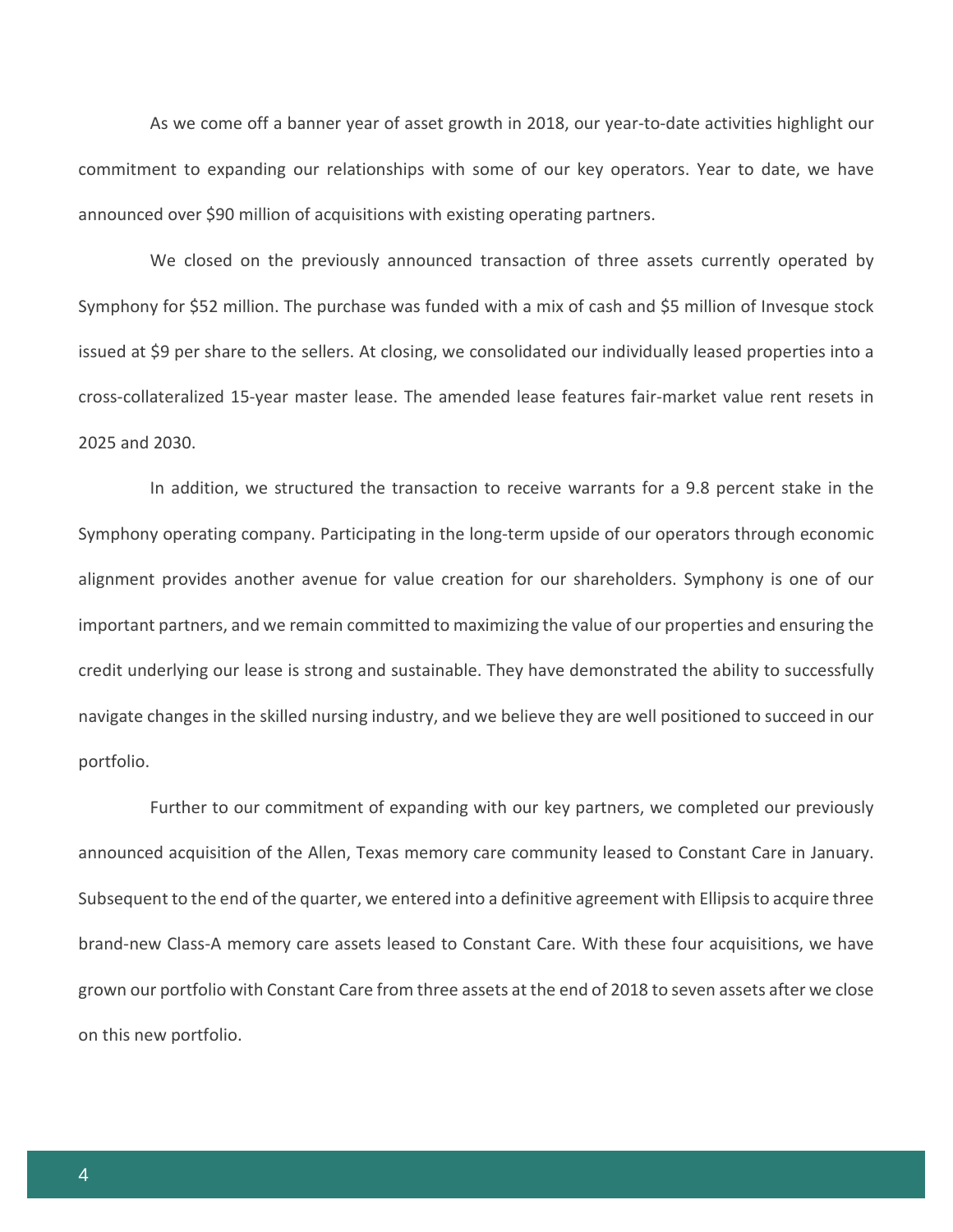As we come off a banner year of asset growth in 2018, our year-to-date activities highlight our commitment to expanding our relationships with some of our key operators. Year to date, we have announced over $90 million of acquisitions with existing operating partners.

We closed on the previously announced transaction of three assets currently operated by Symphony for $52 million. The purchase was funded with a mix of cash and $5 million of Invesque stock issued at $9 per share to the sellers. At closing, we consolidated our individually leased properties into a cross-collateralized 15-year master lease. The amended lease features fair-market value rent resets in 2025 and 2030.

In addition, we structured the transaction to receive warrants for a 9.8 percent stake in the Symphony operating company. Participating in the long-term upside of our operators through economic alignment provides another avenue for value creation for our shareholders. Symphony is one of our important partners, and we remain committed to maximizing the value of our properties and ensuring the credit underlying our lease is strong and sustainable. They have demonstrated the ability to successfully navigate changes in the skilled nursing industry, and we believe they are well positioned to succeed in our portfolio.

Further to our commitment of expanding with our key partners, we completed our previously announced acquisition of the Allen, Texas memory care community leased to Constant Care in January. Subsequent to the end of the quarter, we entered into a definitive agreement with Ellipsis to acquire three brand-new Class-A memory care assets leased to Constant Care. With these four acquisitions, we have grown our portfolio with Constant Care from three assets at the end of 2018 to seven assets after we close on this new portfolio.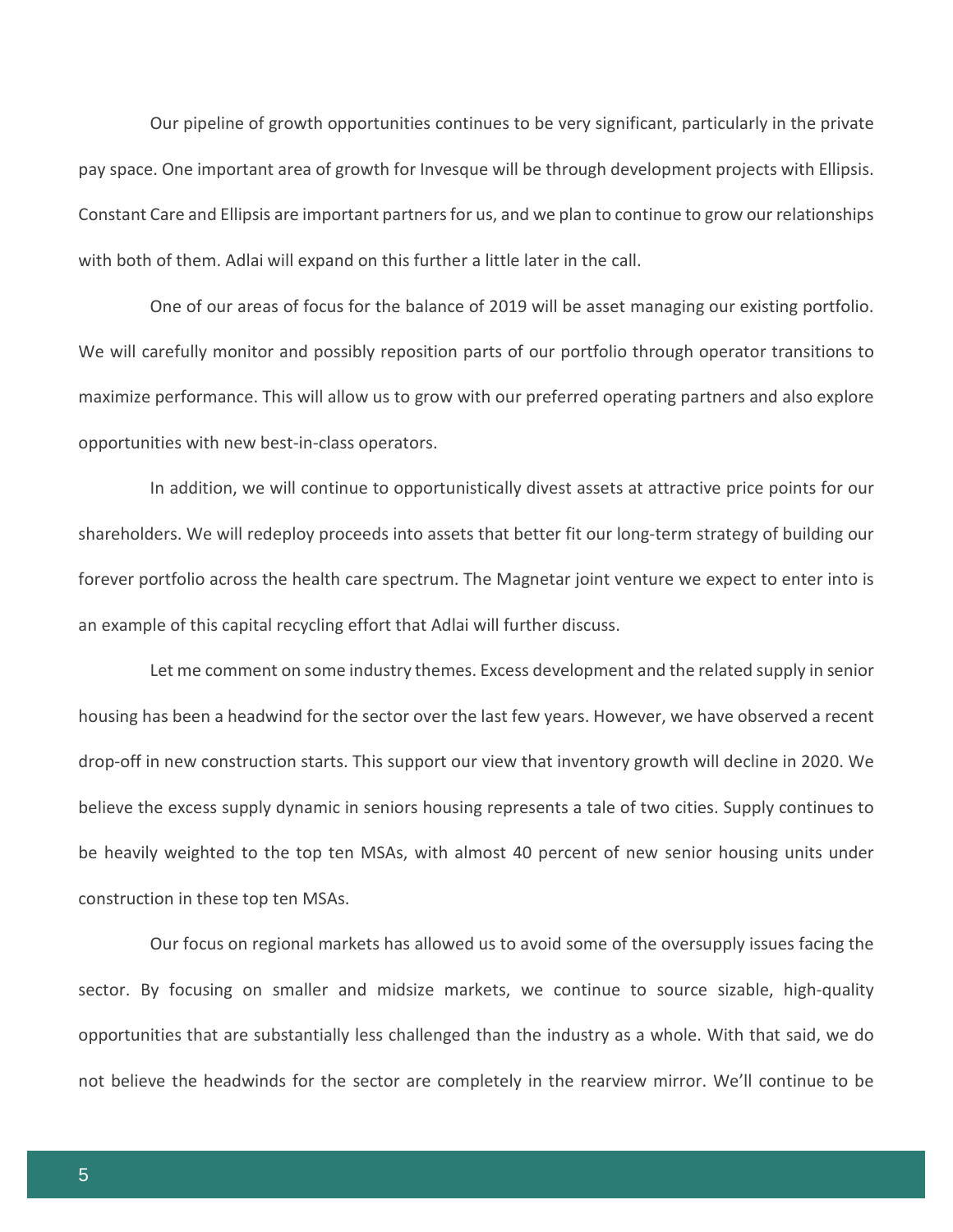Our pipeline of growth opportunities continues to be very significant, particularly in the private pay space. One important area of growth for Invesque will be through development projects with Ellipsis. Constant Care and Ellipsis are important partners for us, and we plan to continue to grow our relationships with both of them. Adlai will expand on this further a little later in the call.

One of our areas of focus for the balance of 2019 will be asset managing our existing portfolio. We will carefully monitor and possibly reposition parts of our portfolio through operator transitions to maximize performance. This will allow us to grow with our preferred operating partners and also explore opportunities with new best-in-class operators.

In addition, we will continue to opportunistically divest assets at attractive price points for our shareholders. We will redeploy proceeds into assets that better fit our long-term strategy of building our forever portfolio across the health care spectrum. The Magnetar joint venture we expect to enter into is an example of this capital recycling effort that Adlai will further discuss.

Let me comment on some industry themes. Excess development and the related supply in senior housing has been a headwind for the sector over the last few years. However, we have observed a recent drop-off in new construction starts. This support our view that inventory growth will decline in 2020. We believe the excess supply dynamic in seniors housing represents a tale of two cities. Supply continues to be heavily weighted to the top ten MSAs, with almost 40 percent of new senior housing units under construction in these top ten MSAs.

Our focus on regional markets has allowed us to avoid some of the oversupply issues facing the sector. By focusing on smaller and midsize markets, we continue to source sizable, high-quality opportunities that are substantially less challenged than the industry as a whole. With that said, we do not believe the headwinds for the sector are completely in the rearview mirror. We'll continue to be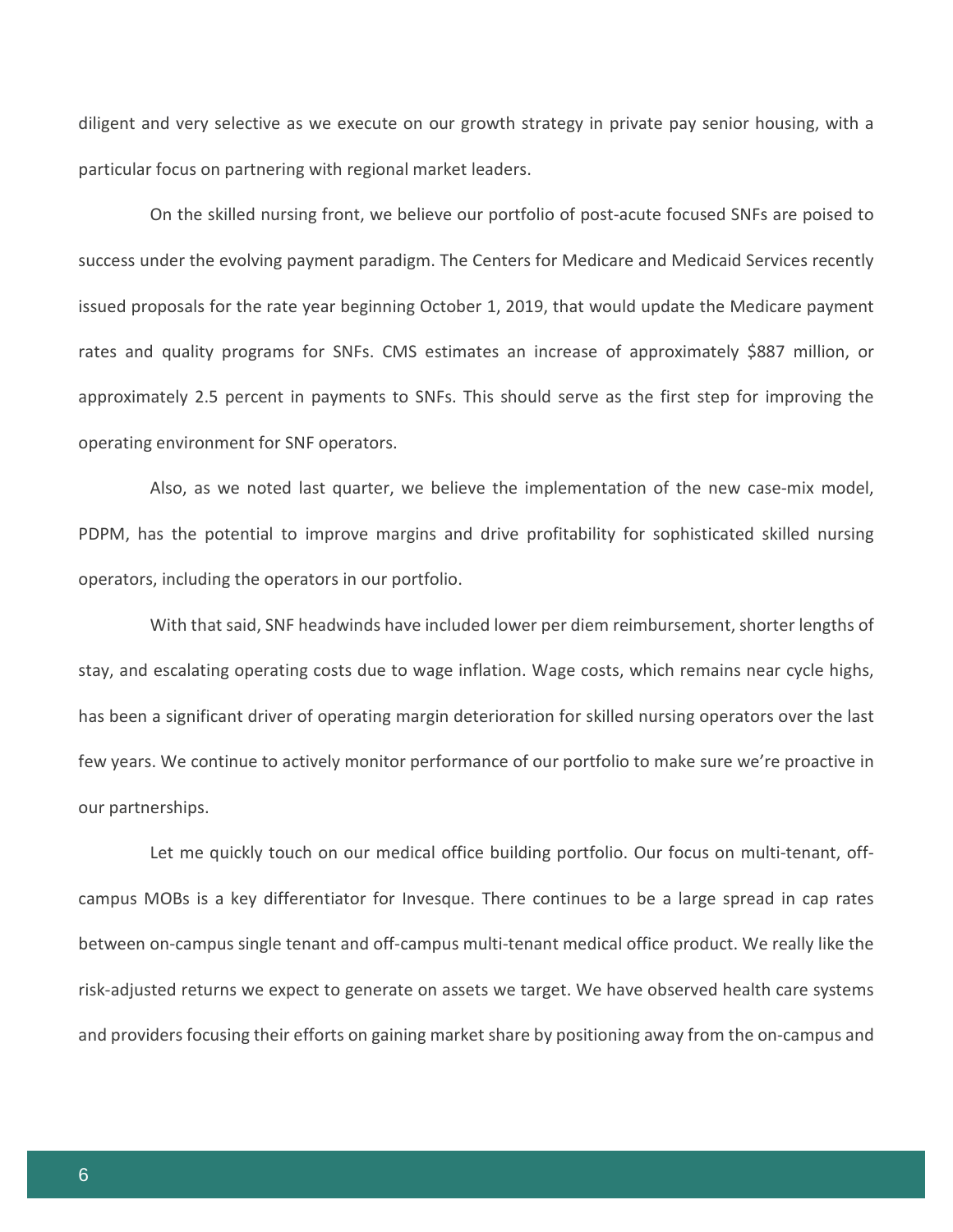diligent and very selective as we execute on our growth strategy in private pay senior housing, with a particular focus on partnering with regional market leaders.

On the skilled nursing front, we believe our portfolio of post-acute focused SNFs are poised to success under the evolving payment paradigm. The Centers for Medicare and Medicaid Services recently issued proposals for the rate year beginning October 1, 2019, that would update the Medicare payment rates and quality programs for SNFs. CMS estimates an increase of approximately $887 million, or approximately 2.5 percent in payments to SNFs. This should serve as the first step for improving the operating environment for SNF operators.

Also, as we noted last quarter, we believe the implementation of the new case-mix model, PDPM, has the potential to improve margins and drive profitability for sophisticated skilled nursing operators, including the operators in our portfolio.

With that said, SNF headwinds have included lower per diem reimbursement, shorter lengths of stay, and escalating operating costs due to wage inflation. Wage costs, which remains near cycle highs, has been a significant driver of operating margin deterioration for skilled nursing operators over the last few years. We continue to actively monitor performance of our portfolio to make sure we're proactive in our partnerships.

Let me quickly touch on our medical office building portfolio. Our focus on multi-tenant, off-campus MOBs is a key differentiator for Invesque. There continues to be a large spread in cap rates between on-campus single tenant and off-campus multi-tenant medical office product. We really like the risk-adjusted returns we expect to generate on assets we target. We have observed health care systems and providers focusing their efforts on gaining market share by positioning away from the on-campus and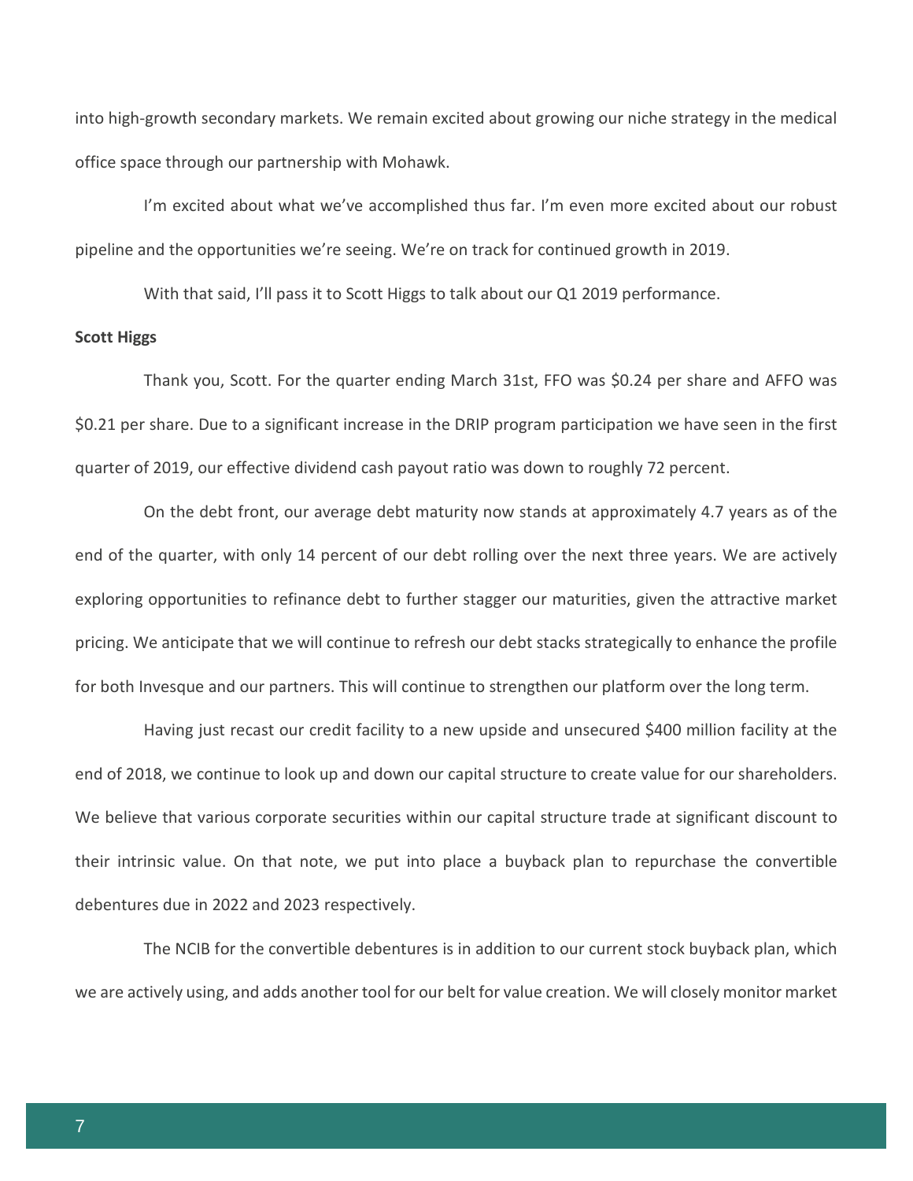into high-growth secondary markets. We remain excited about growing our niche strategy in the medical office space through our partnership with Mohawk.

I'm excited about what we've accomplished thus far. I'm even more excited about our robust pipeline and the opportunities we're seeing. We're on track for continued growth in 2019.

With that said, I'll pass it to Scott Higgs to talk about our Q1 2019 performance.

**Scott Higgs**

Thank you, Scott. For the quarter ending March 31st, FFO was $0.24 per share and AFFO was $0.21 per share. Due to a significant increase in the DRIP program participation we have seen in the first quarter of 2019, our effective dividend cash payout ratio was down to roughly 72 percent.

On the debt front, our average debt maturity now stands at approximately 4.7 years as of the end of the quarter, with only 14 percent of our debt rolling over the next three years. We are actively exploring opportunities to refinance debt to further stagger our maturities, given the attractive market pricing. We anticipate that we will continue to refresh our debt stacks strategically to enhance the profile for both Invesque and our partners. This will continue to strengthen our platform over the long term.

Having just recast our credit facility to a new upside and unsecured $400 million facility at the end of 2018, we continue to look up and down our capital structure to create value for our shareholders. We believe that various corporate securities within our capital structure trade at significant discount to their intrinsic value. On that note, we put into place a buyback plan to repurchase the convertible debentures due in 2022 and 2023 respectively.

The NCIB for the convertible debentures is in addition to our current stock buyback plan, which we are actively using, and adds another tool for our belt for value creation. We will closely monitor market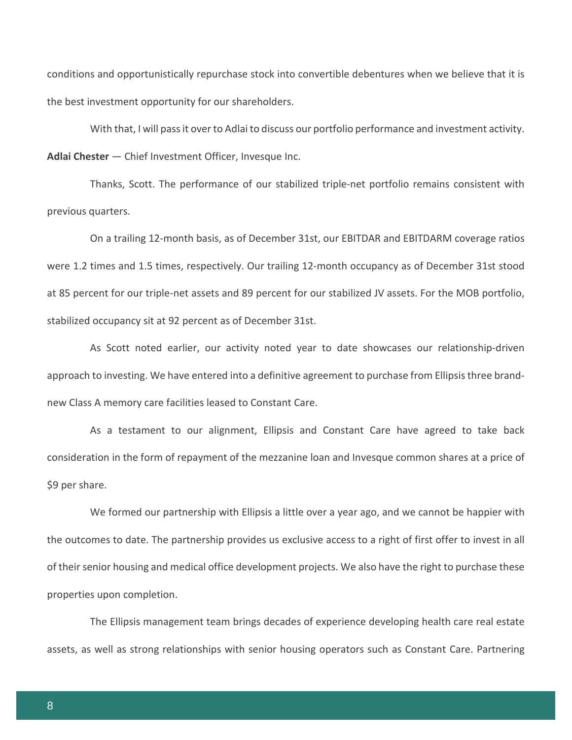conditions and opportunistically repurchase stock into convertible debentures when we believe that it is the best investment opportunity for our shareholders.

With that, I will pass it over to Adlai to discuss our portfolio performance and investment activity.

**Adlai Chester** — Chief Investment Officer, Invesque Inc.

Thanks, Scott. The performance of our stabilized triple-net portfolio remains consistent with previous quarters.

On a trailing 12-month basis, as of December 31st, our EBITDAR and EBITDARM coverage ratios were 1.2 times and 1.5 times, respectively. Our trailing 12-month occupancy as of December 31st stood at 85 percent for our triple-net assets and 89 percent for our stabilized JV assets. For the MOB portfolio, stabilized occupancy sit at 92 percent as of December 31st.

As Scott noted earlier, our activity noted year to date showcases our relationship-driven approach to investing. We have entered into a definitive agreement to purchase from Ellipsis three brand-new Class A memory care facilities leased to Constant Care.

As a testament to our alignment, Ellipsis and Constant Care have agreed to take back consideration in the form of repayment of the mezzanine loan and Invesque common shares at a price of $9 per share.

We formed our partnership with Ellipsis a little over a year ago, and we cannot be happier with the outcomes to date. The partnership provides us exclusive access to a right of first offer to invest in all of their senior housing and medical office development projects. We also have the right to purchase these properties upon completion.

The Ellipsis management team brings decades of experience developing health care real estate assets, as well as strong relationships with senior housing operators such as Constant Care. Partnering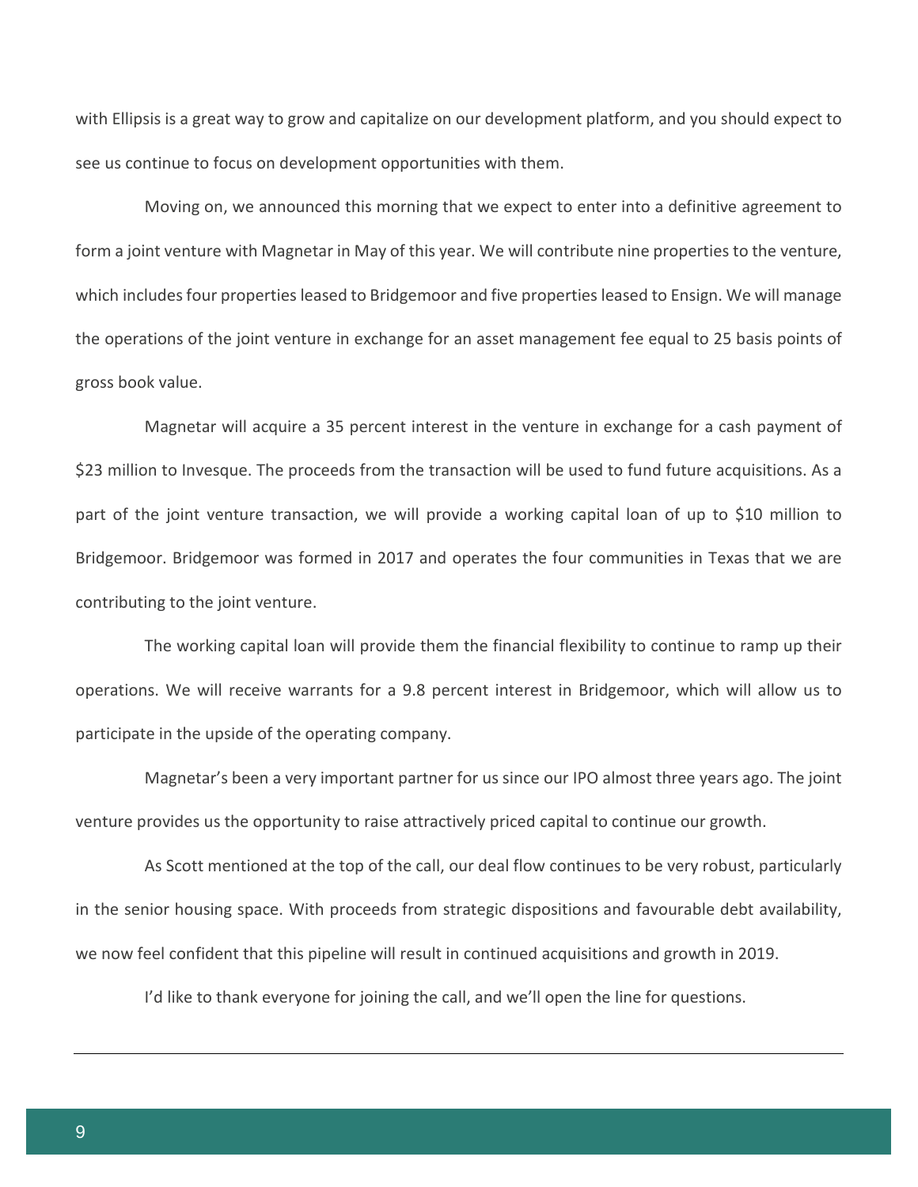with Ellipsis is a great way to grow and capitalize on our development platform, and you should expect to see us continue to focus on development opportunities with them.

Moving on, we announced this morning that we expect to enter into a definitive agreement to form a joint venture with Magnetar in May of this year. We will contribute nine properties to the venture, which includes four properties leased to Bridgemoor and five properties leased to Ensign. We will manage the operations of the joint venture in exchange for an asset management fee equal to 25 basis points of gross book value.

Magnetar will acquire a 35 percent interest in the venture in exchange for a cash payment of \$23 million to Invesque. The proceeds from the transaction will be used to fund future acquisitions. As a part of the joint venture transaction, we will provide a working capital loan of up to \$10 million to Bridgemoor. Bridgemoor was formed in 2017 and operates the four communities in Texas that we are contributing to the joint venture.

The working capital loan will provide them the financial flexibility to continue to ramp up their operations. We will receive warrants for a 9.8 percent interest in Bridgemoor, which will allow us to participate in the upside of the operating company.

Magnetar's been a very important partner for us since our IPO almost three years ago. The joint venture provides us the opportunity to raise attractively priced capital to continue our growth.

As Scott mentioned at the top of the call, our deal flow continues to be very robust, particularly in the senior housing space. With proceeds from strategic dispositions and favourable debt availability, we now feel confident that this pipeline will result in continued acquisitions and growth in 2019.

I'd like to thank everyone for joining the call, and we'll open the line for questions.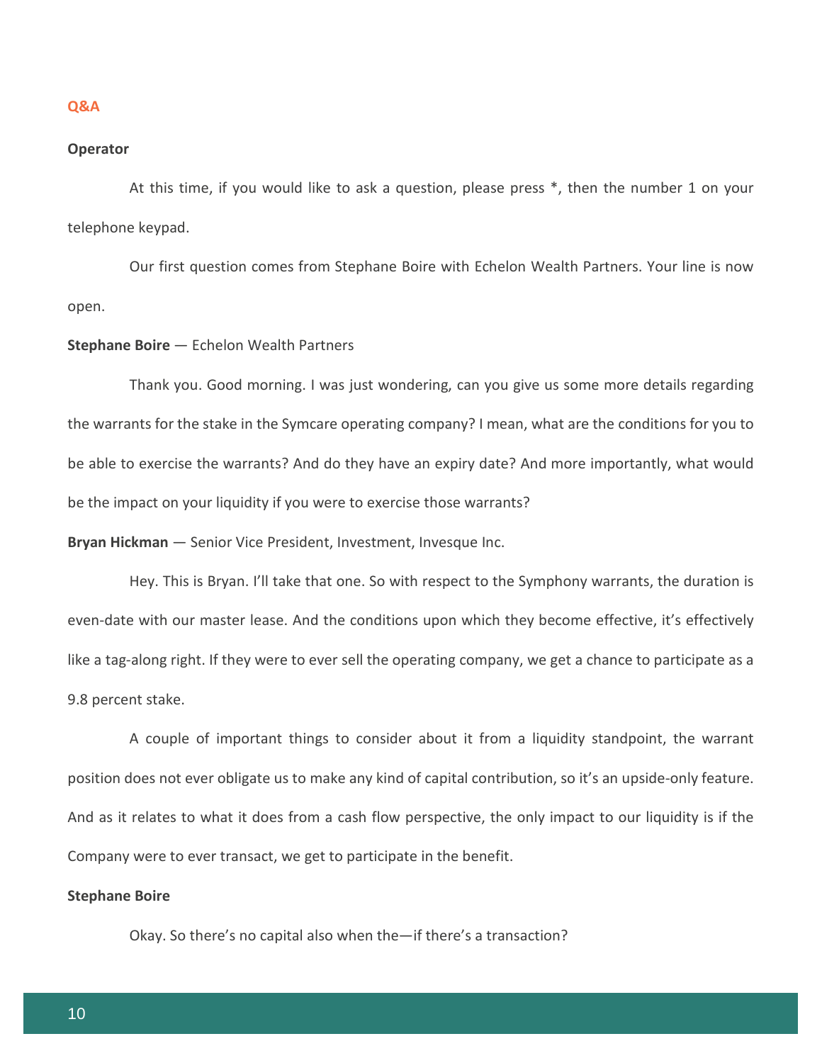## Q&A

**Operator**

At this time, if you would like to ask a question, please press *, then the number 1 on your telephone keypad.

Our first question comes from Stephane Boire with Echelon Wealth Partners. Your line is now open.

**Stephane Boire** — Echelon Wealth Partners

Thank you. Good morning. I was just wondering, can you give us some more details regarding the warrants for the stake in the Symcare operating company? I mean, what are the conditions for you to be able to exercise the warrants? And do they have an expiry date? And more importantly, what would be the impact on your liquidity if you were to exercise those warrants?

**Bryan Hickman** — Senior Vice President, Investment, Invesque Inc.

Hey. This is Bryan. I'll take that one. So with respect to the Symphony warrants, the duration is even-date with our master lease. And the conditions upon which they become effective, it's effectively like a tag-along right. If they were to ever sell the operating company, we get a chance to participate as a 9.8 percent stake.

A couple of important things to consider about it from a liquidity standpoint, the warrant position does not ever obligate us to make any kind of capital contribution, so it's an upside-only feature. And as it relates to what it does from a cash flow perspective, the only impact to our liquidity is if the Company were to ever transact, we get to participate in the benefit.

**Stephane Boire**

Okay. So there's no capital also when the—if there's a transaction?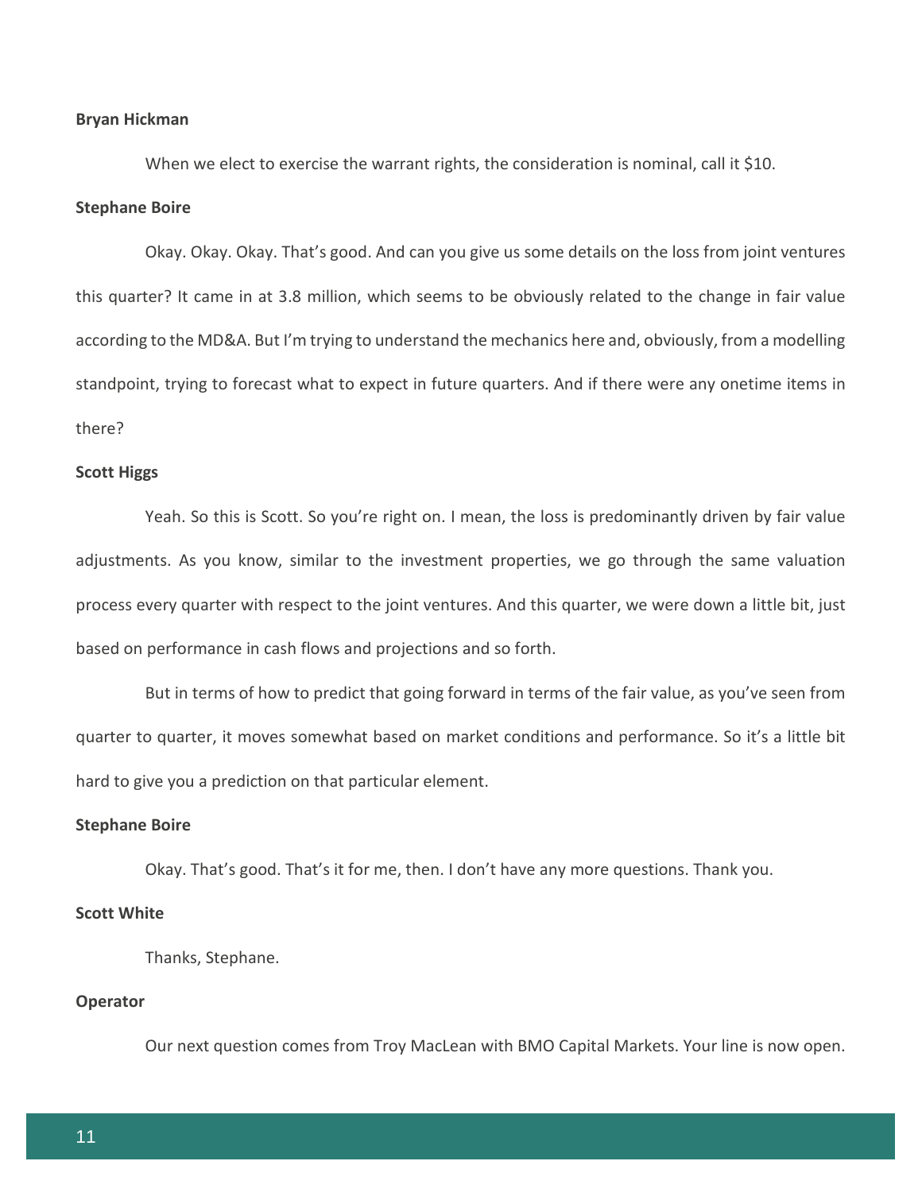**Bryan Hickman**

When we elect to exercise the warrant rights, the consideration is nominal, call it $10.

**Stephane Boire**

Okay. Okay. Okay. That's good. And can you give us some details on the loss from joint ventures this quarter? It came in at 3.8 million, which seems to be obviously related to the change in fair value according to the MD&A. But I'm trying to understand the mechanics here and, obviously, from a modelling standpoint, trying to forecast what to expect in future quarters. And if there were any onetime items in there?

**Scott Higgs**

Yeah. So this is Scott. So you're right on. I mean, the loss is predominantly driven by fair value adjustments. As you know, similar to the investment properties, we go through the same valuation process every quarter with respect to the joint ventures. And this quarter, we were down a little bit, just based on performance in cash flows and projections and so forth.

But in terms of how to predict that going forward in terms of the fair value, as you've seen from quarter to quarter, it moves somewhat based on market conditions and performance. So it's a little bit hard to give you a prediction on that particular element.

**Stephane Boire**

Okay. That's good. That's it for me, then. I don't have any more questions. Thank you.

**Scott White**

Thanks, Stephane.

**Operator**

Our next question comes from Troy MacLean with BMO Capital Markets. Your line is now open.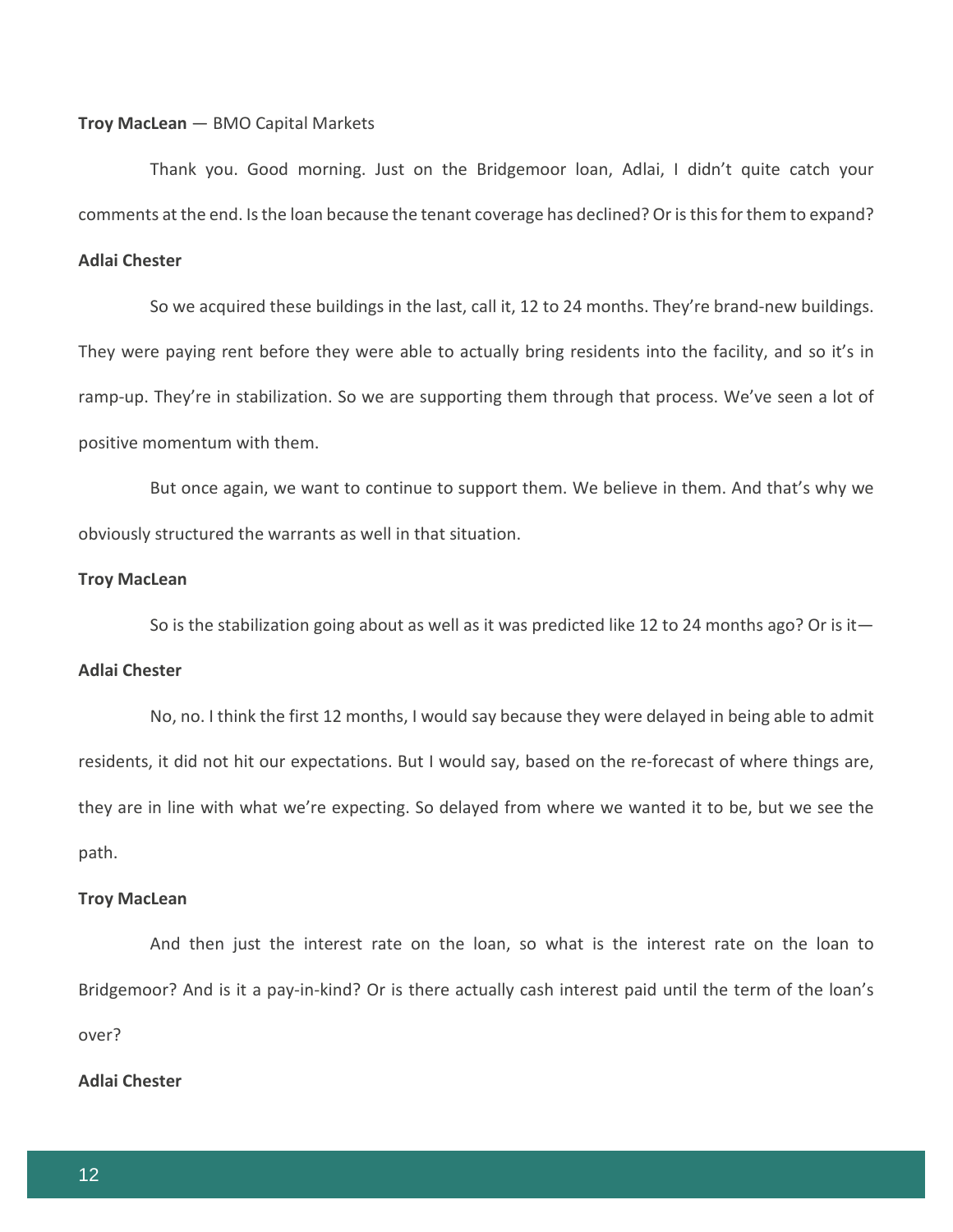**Troy MacLean** — BMO Capital Markets

Thank you. Good morning. Just on the Bridgemoor loan, Adlai, I didn't quite catch your comments at the end. Is the loan because the tenant coverage has declined? Or is this for them to expand?

**Adlai Chester**

So we acquired these buildings in the last, call it, 12 to 24 months. They're brand-new buildings. They were paying rent before they were able to actually bring residents into the facility, and so it's in ramp-up. They're in stabilization. So we are supporting them through that process. We've seen a lot of positive momentum with them.

But once again, we want to continue to support them. We believe in them. And that's why we obviously structured the warrants as well in that situation.

**Troy MacLean**

So is the stabilization going about as well as it was predicted like 12 to 24 months ago? Or is it—

**Adlai Chester**

No, no. I think the first 12 months, I would say because they were delayed in being able to admit residents, it did not hit our expectations. But I would say, based on the re-forecast of where things are, they are in line with what we're expecting. So delayed from where we wanted it to be, but we see the path.

**Troy MacLean**

And then just the interest rate on the loan, so what is the interest rate on the loan to Bridgemoor? And is it a pay-in-kind? Or is there actually cash interest paid until the term of the loan's over?

**Adlai Chester**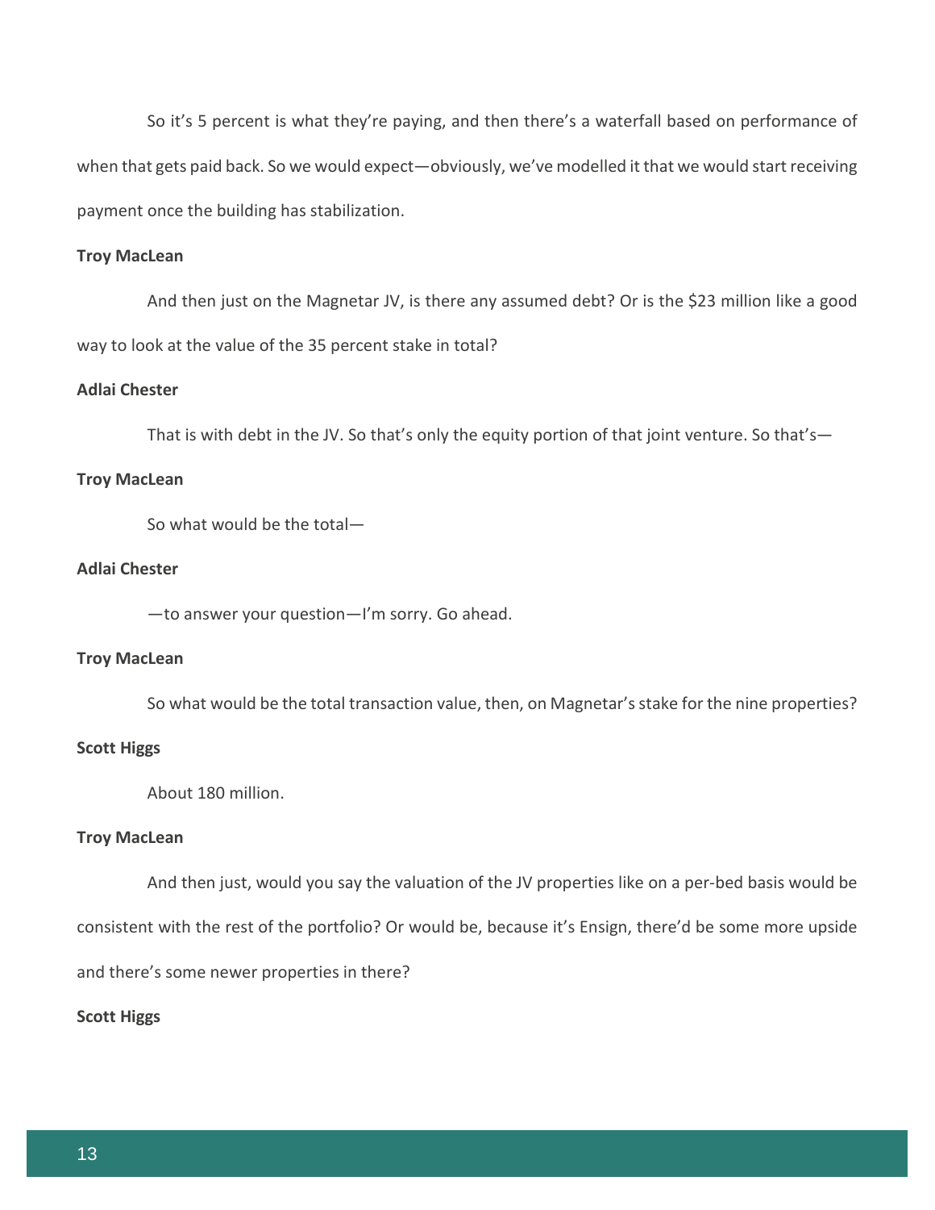So it's 5 percent is what they're paying, and then there's a waterfall based on performance of when that gets paid back. So we would expect—obviously, we've modelled it that we would start receiving payment once the building has stabilization.

**Troy MacLean**

And then just on the Magnetar JV, is there any assumed debt? Or is the $23 million like a good way to look at the value of the 35 percent stake in total?

**Adlai Chester**

That is with debt in the JV. So that's only the equity portion of that joint venture. So that's—

**Troy MacLean**

So what would be the total—

**Adlai Chester**

—to answer your question—I'm sorry. Go ahead.

**Troy MacLean**

So what would be the total transaction value, then, on Magnetar's stake for the nine properties?

**Scott Higgs**

About 180 million.

**Troy MacLean**

And then just, would you say the valuation of the JV properties like on a per-bed basis would be consistent with the rest of the portfolio? Or would be, because it's Ensign, there'd be some more upside and there's some newer properties in there?

**Scott Higgs**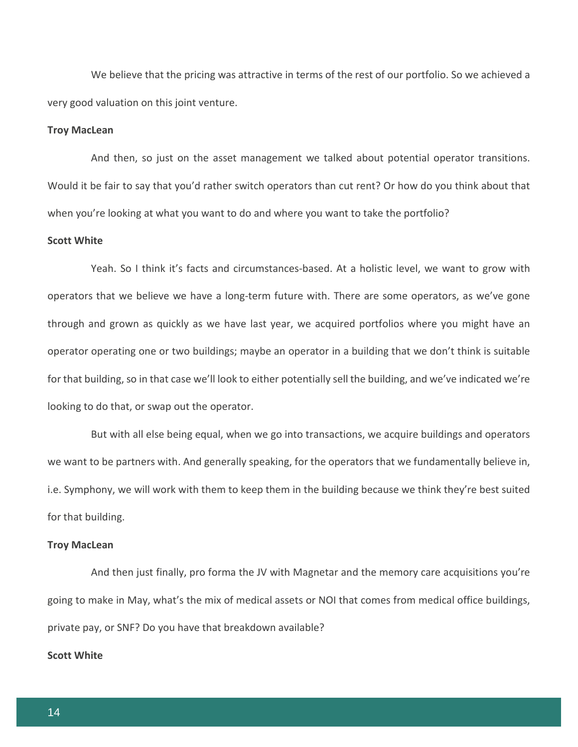We believe that the pricing was attractive in terms of the rest of our portfolio. So we achieved a very good valuation on this joint venture.

**Troy MacLean**

And then, so just on the asset management we talked about potential operator transitions. Would it be fair to say that you'd rather switch operators than cut rent? Or how do you think about that when you're looking at what you want to do and where you want to take the portfolio?

**Scott White**

Yeah. So I think it's facts and circumstances-based. At a holistic level, we want to grow with operators that we believe we have a long-term future with. There are some operators, as we've gone through and grown as quickly as we have last year, we acquired portfolios where you might have an operator operating one or two buildings; maybe an operator in a building that we don't think is suitable for that building, so in that case we'll look to either potentially sell the building, and we've indicated we're looking to do that, or swap out the operator.

But with all else being equal, when we go into transactions, we acquire buildings and operators we want to be partners with. And generally speaking, for the operators that we fundamentally believe in, i.e. Symphony, we will work with them to keep them in the building because we think they're best suited for that building.

**Troy MacLean**

And then just finally, pro forma the JV with Magnetar and the memory care acquisitions you're going to make in May, what's the mix of medical assets or NOI that comes from medical office buildings, private pay, or SNF? Do you have that breakdown available?

**Scott White**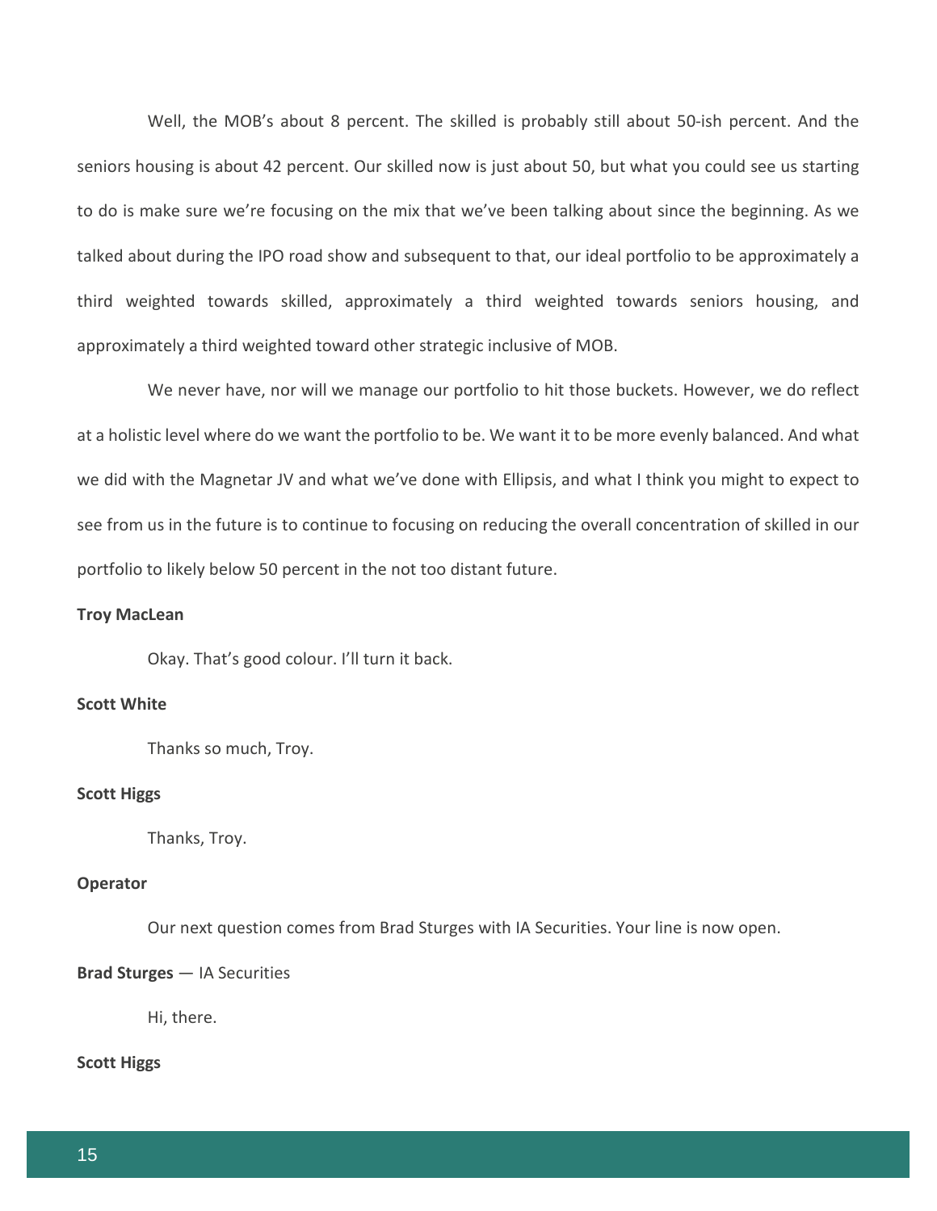Well, the MOB's about 8 percent. The skilled is probably still about 50-ish percent. And the seniors housing is about 42 percent. Our skilled now is just about 50, but what you could see us starting to do is make sure we're focusing on the mix that we've been talking about since the beginning. As we talked about during the IPO road show and subsequent to that, our ideal portfolio to be approximately a third weighted towards skilled, approximately a third weighted towards seniors housing, and approximately a third weighted toward other strategic inclusive of MOB.

We never have, nor will we manage our portfolio to hit those buckets. However, we do reflect at a holistic level where do we want the portfolio to be. We want it to be more evenly balanced. And what we did with the Magnetar JV and what we've done with Ellipsis, and what I think you might to expect to see from us in the future is to continue to focusing on reducing the overall concentration of skilled in our portfolio to likely below 50 percent in the not too distant future.

**Troy MacLean**

Okay. That's good colour. I'll turn it back.

**Scott White**

Thanks so much, Troy.

**Scott Higgs**

Thanks, Troy.

**Operator**

Our next question comes from Brad Sturges with IA Securities. Your line is now open.

**Brad Sturges** — IA Securities

Hi, there.

**Scott Higgs**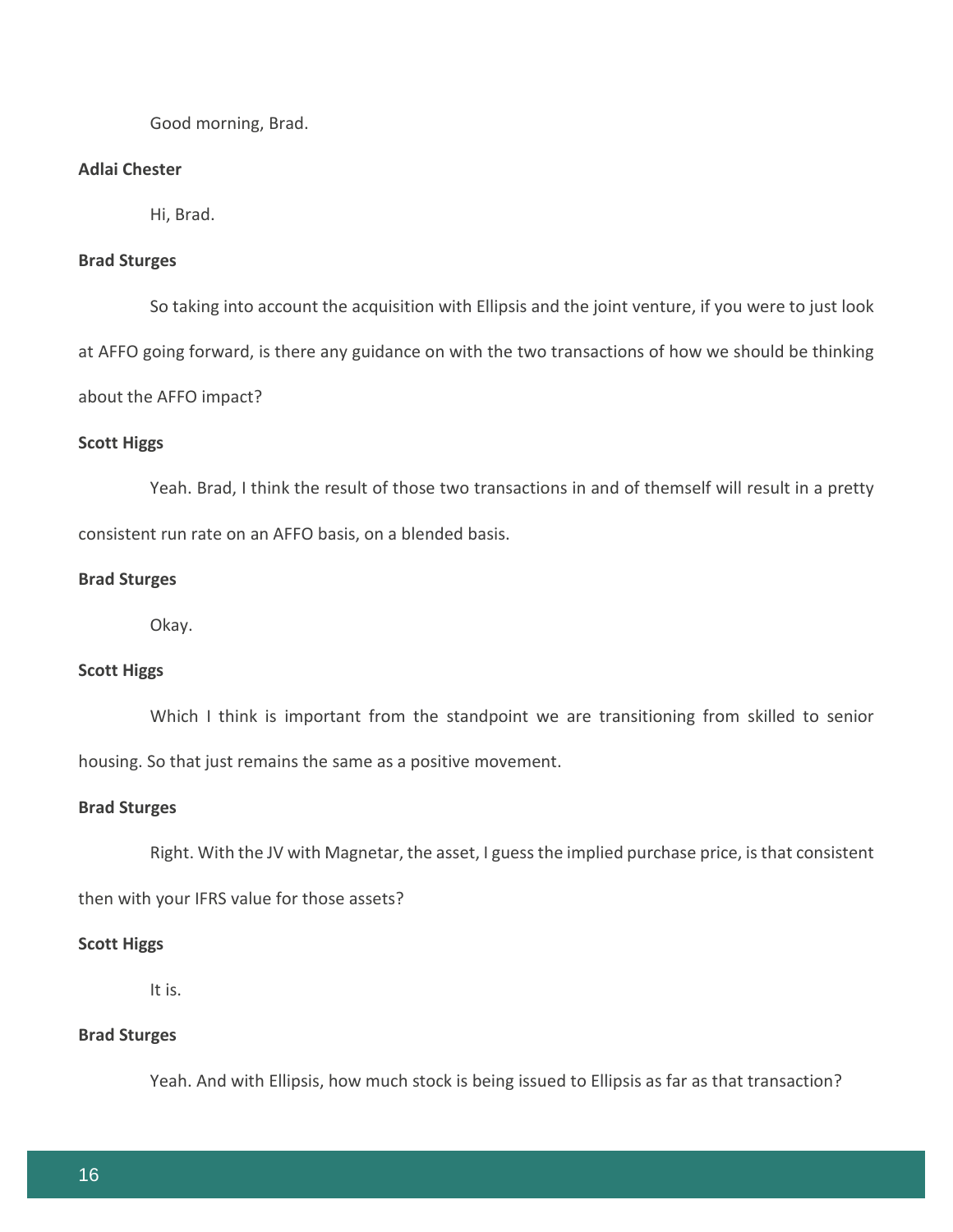Good morning, Brad.

**Adlai Chester**

Hi, Brad.

**Brad Sturges**

So taking into account the acquisition with Ellipsis and the joint venture, if you were to just look at AFFO going forward, is there any guidance on with the two transactions of how we should be thinking about the AFFO impact?

**Scott Higgs**

Yeah. Brad, I think the result of those two transactions in and of themself will result in a pretty consistent run rate on an AFFO basis, on a blended basis.

**Brad Sturges**

Okay.

**Scott Higgs**

Which I think is important from the standpoint we are transitioning from skilled to senior housing. So that just remains the same as a positive movement.

**Brad Sturges**

Right. With the JV with Magnetar, the asset, I guess the implied purchase price, is that consistent then with your IFRS value for those assets?

**Scott Higgs**

It is.

**Brad Sturges**

Yeah. And with Ellipsis, how much stock is being issued to Ellipsis as far as that transaction?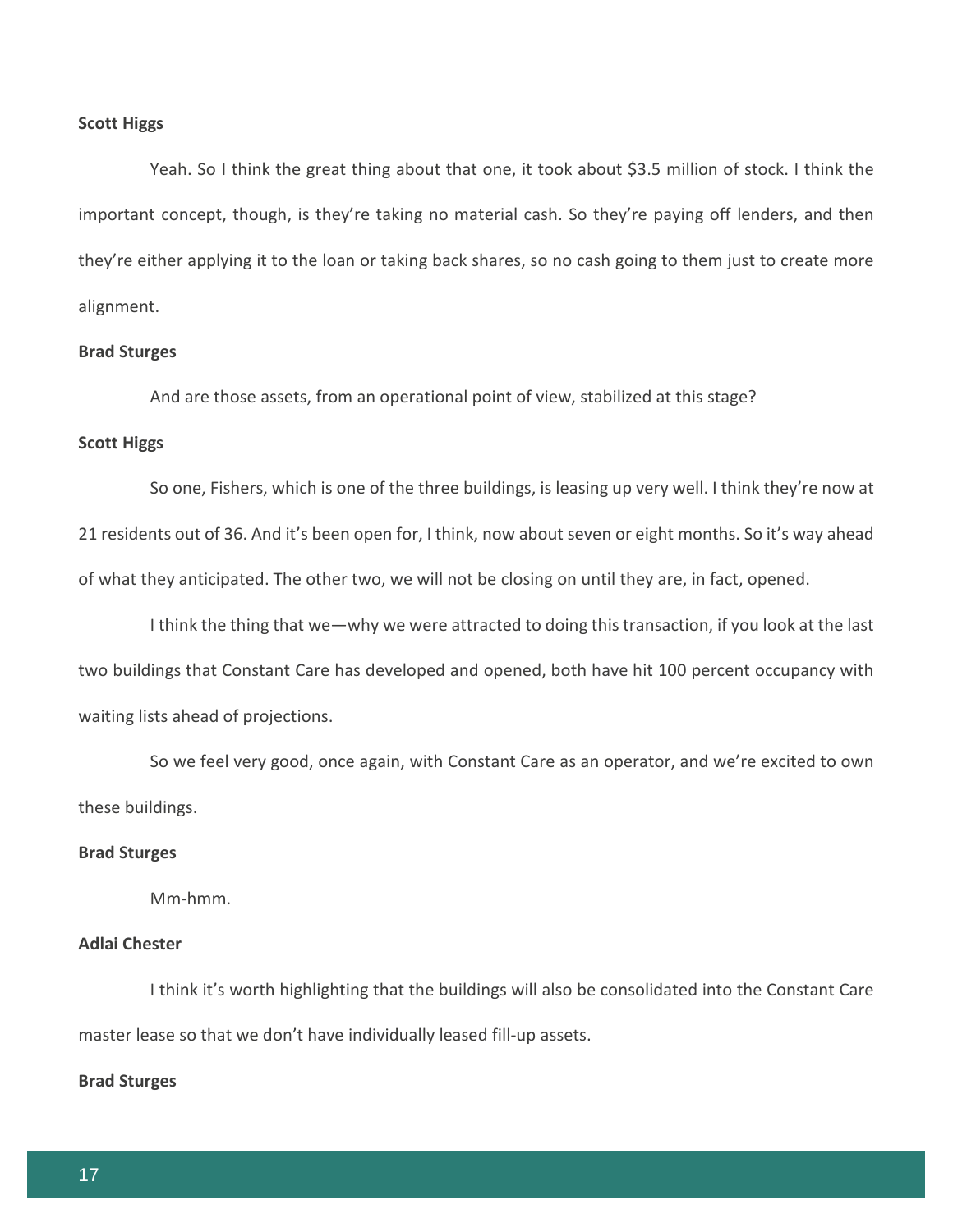**Scott Higgs**

Yeah. So I think the great thing about that one, it took about $3.5 million of stock. I think the important concept, though, is they're taking no material cash. So they're paying off lenders, and then they're either applying it to the loan or taking back shares, so no cash going to them just to create more alignment.

**Brad Sturges**

And are those assets, from an operational point of view, stabilized at this stage?

**Scott Higgs**

So one, Fishers, which is one of the three buildings, is leasing up very well. I think they're now at 21 residents out of 36. And it's been open for, I think, now about seven or eight months. So it's way ahead of what they anticipated. The other two, we will not be closing on until they are, in fact, opened.

I think the thing that we—why we were attracted to doing this transaction, if you look at the last two buildings that Constant Care has developed and opened, both have hit 100 percent occupancy with waiting lists ahead of projections.

So we feel very good, once again, with Constant Care as an operator, and we're excited to own these buildings.

**Brad Sturges**

Mm-hmm.

**Adlai Chester**

I think it's worth highlighting that the buildings will also be consolidated into the Constant Care master lease so that we don't have individually leased fill-up assets.

**Brad Sturges**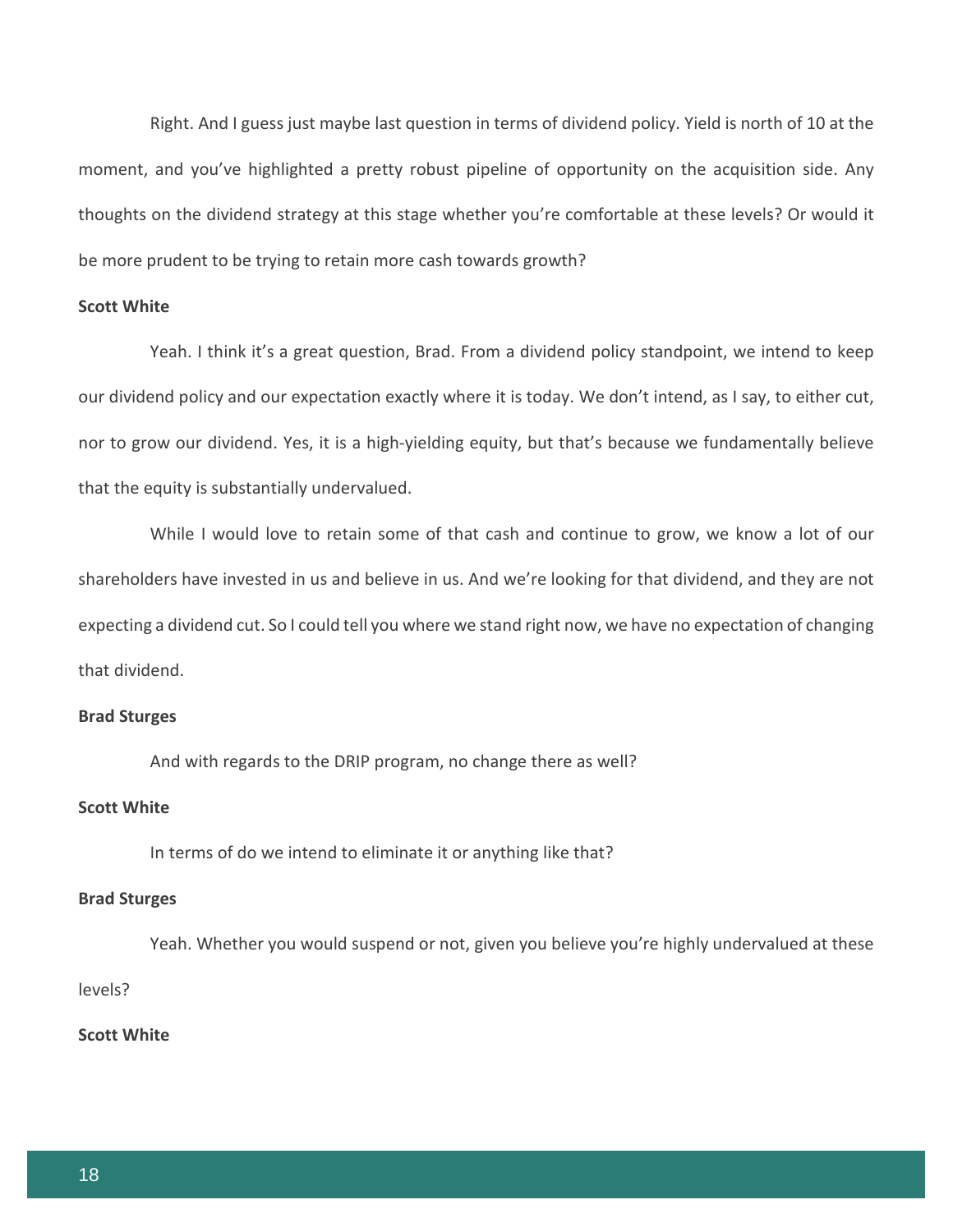Right. And I guess just maybe last question in terms of dividend policy. Yield is north of 10 at the moment, and you've highlighted a pretty robust pipeline of opportunity on the acquisition side. Any thoughts on the dividend strategy at this stage whether you're comfortable at these levels? Or would it be more prudent to be trying to retain more cash towards growth?

**Scott White**

Yeah. I think it's a great question, Brad. From a dividend policy standpoint, we intend to keep our dividend policy and our expectation exactly where it is today. We don't intend, as I say, to either cut, nor to grow our dividend. Yes, it is a high-yielding equity, but that's because we fundamentally believe that the equity is substantially undervalued.

While I would love to retain some of that cash and continue to grow, we know a lot of our shareholders have invested in us and believe in us. And we're looking for that dividend, and they are not expecting a dividend cut. So I could tell you where we stand right now, we have no expectation of changing that dividend.

**Brad Sturges**

And with regards to the DRIP program, no change there as well?

**Scott White**

In terms of do we intend to eliminate it or anything like that?

**Brad Sturges**

Yeah. Whether you would suspend or not, given you believe you're highly undervalued at these levels?

**Scott White**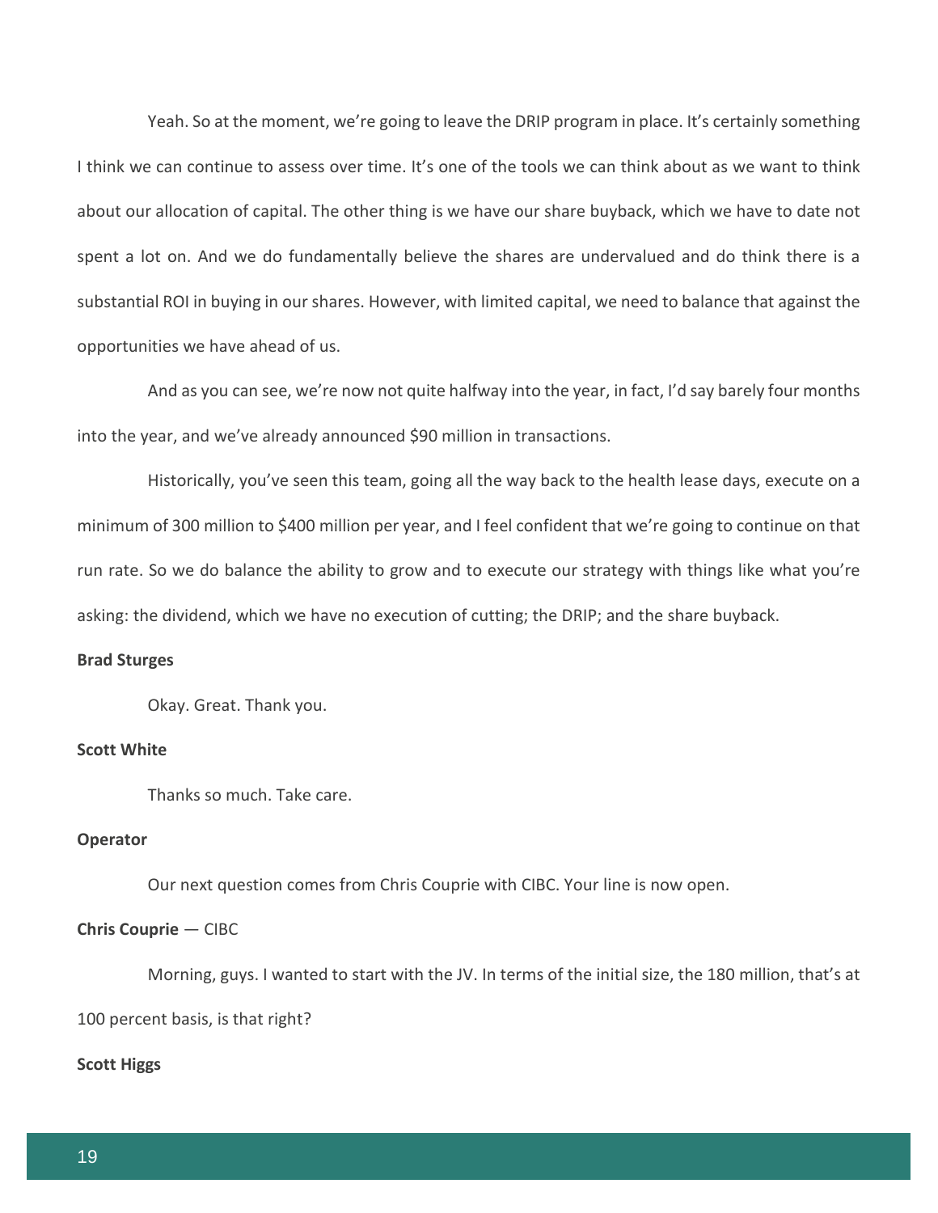Yeah. So at the moment, we're going to leave the DRIP program in place. It's certainly something I think we can continue to assess over time. It's one of the tools we can think about as we want to think about our allocation of capital. The other thing is we have our share buyback, which we have to date not spent a lot on. And we do fundamentally believe the shares are undervalued and do think there is a substantial ROI in buying in our shares. However, with limited capital, we need to balance that against the opportunities we have ahead of us.

And as you can see, we're now not quite halfway into the year, in fact, I'd say barely four months into the year, and we've already announced $90 million in transactions.

Historically, you've seen this team, going all the way back to the health lease days, execute on a minimum of 300 million to $400 million per year, and I feel confident that we're going to continue on that run rate. So we do balance the ability to grow and to execute our strategy with things like what you're asking: the dividend, which we have no execution of cutting; the DRIP; and the share buyback.

**Brad Sturges**

Okay. Great. Thank you.

**Scott White**

Thanks so much. Take care.

**Operator**

Our next question comes from Chris Couprie with CIBC. Your line is now open.

**Chris Couprie** — CIBC

Morning, guys. I wanted to start with the JV. In terms of the initial size, the 180 million, that's at 100 percent basis, is that right?

**Scott Higgs**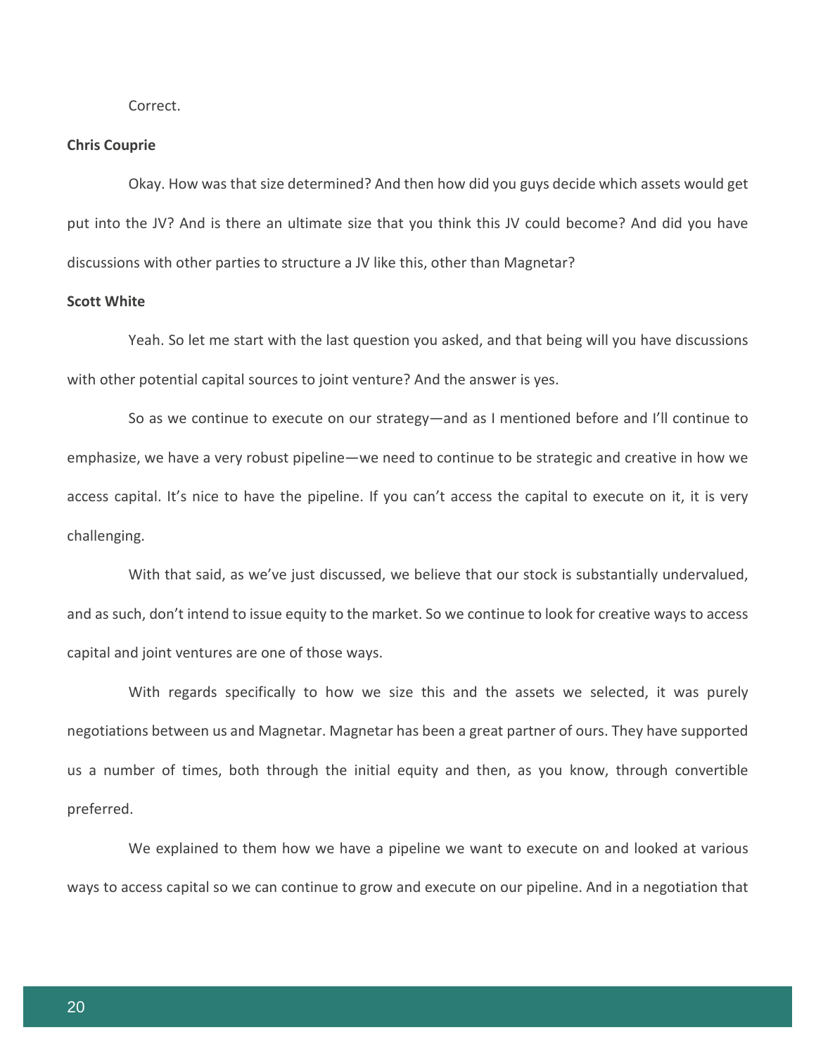Correct.

**Chris Couprie**

Okay. How was that size determined? And then how did you guys decide which assets would get put into the JV? And is there an ultimate size that you think this JV could become? And did you have discussions with other parties to structure a JV like this, other than Magnetar?

**Scott White**

Yeah. So let me start with the last question you asked, and that being will you have discussions with other potential capital sources to joint venture? And the answer is yes.

So as we continue to execute on our strategy—and as I mentioned before and I'll continue to emphasize, we have a very robust pipeline—we need to continue to be strategic and creative in how we access capital. It's nice to have the pipeline. If you can't access the capital to execute on it, it is very challenging.

With that said, as we've just discussed, we believe that our stock is substantially undervalued, and as such, don't intend to issue equity to the market. So we continue to look for creative ways to access capital and joint ventures are one of those ways.

With regards specifically to how we size this and the assets we selected, it was purely negotiations between us and Magnetar. Magnetar has been a great partner of ours. They have supported us a number of times, both through the initial equity and then, as you know, through convertible preferred.

We explained to them how we have a pipeline we want to execute on and looked at various ways to access capital so we can continue to grow and execute on our pipeline. And in a negotiation that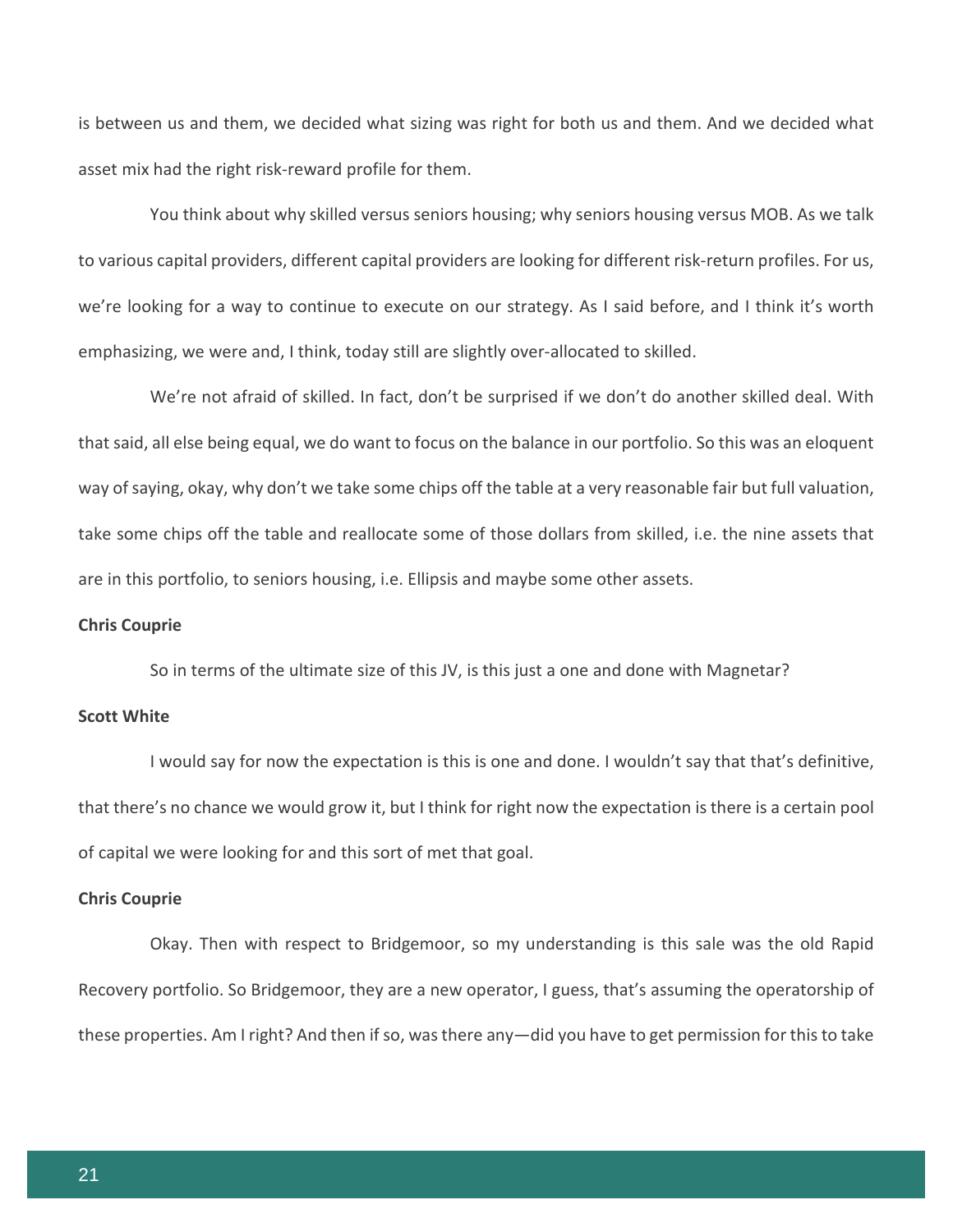is between us and them, we decided what sizing was right for both us and them. And we decided what asset mix had the right risk-reward profile for them.

You think about why skilled versus seniors housing; why seniors housing versus MOB. As we talk to various capital providers, different capital providers are looking for different risk-return profiles. For us, we're looking for a way to continue to execute on our strategy. As I said before, and I think it's worth emphasizing, we were and, I think, today still are slightly over-allocated to skilled.

We're not afraid of skilled. In fact, don't be surprised if we don't do another skilled deal. With that said, all else being equal, we do want to focus on the balance in our portfolio. So this was an eloquent way of saying, okay, why don't we take some chips off the table at a very reasonable fair but full valuation, take some chips off the table and reallocate some of those dollars from skilled, i.e. the nine assets that are in this portfolio, to seniors housing, i.e. Ellipsis and maybe some other assets.

**Chris Couprie**

So in terms of the ultimate size of this JV, is this just a one and done with Magnetar?

**Scott White**

I would say for now the expectation is this is one and done. I wouldn't say that that's definitive, that there's no chance we would grow it, but I think for right now the expectation is there is a certain pool of capital we were looking for and this sort of met that goal.

**Chris Couprie**

Okay. Then with respect to Bridgemoor, so my understanding is this sale was the old Rapid Recovery portfolio. So Bridgemoor, they are a new operator, I guess, that's assuming the operatorship of these properties. Am I right? And then if so, was there any—did you have to get permission for this to take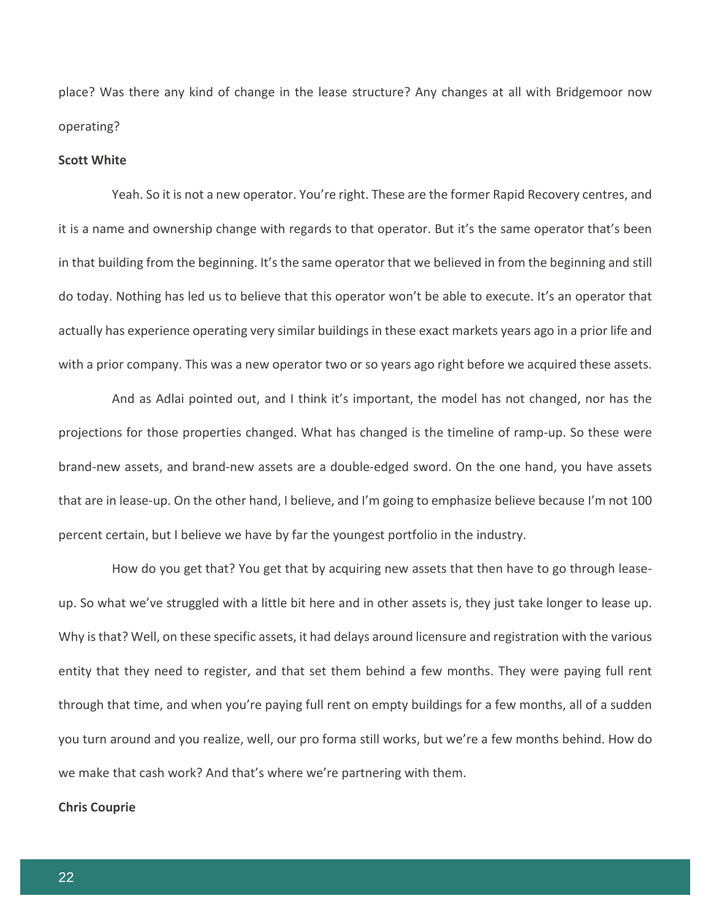place? Was there any kind of change in the lease structure? Any changes at all with Bridgemoor now operating?

**Scott White**

Yeah. So it is not a new operator. You're right. These are the former Rapid Recovery centres, and it is a name and ownership change with regards to that operator. But it's the same operator that's been in that building from the beginning. It's the same operator that we believed in from the beginning and still do today. Nothing has led us to believe that this operator won't be able to execute. It's an operator that actually has experience operating very similar buildings in these exact markets years ago in a prior life and with a prior company. This was a new operator two or so years ago right before we acquired these assets.

And as Adlai pointed out, and I think it's important, the model has not changed, nor has the projections for those properties changed. What has changed is the timeline of ramp-up. So these were brand-new assets, and brand-new assets are a double-edged sword. On the one hand, you have assets that are in lease-up. On the other hand, I believe, and I'm going to emphasize believe because I'm not 100 percent certain, but I believe we have by far the youngest portfolio in the industry.

How do you get that? You get that by acquiring new assets that then have to go through lease-up. So what we've struggled with a little bit here and in other assets is, they just take longer to lease up. Why is that? Well, on these specific assets, it had delays around licensure and registration with the various entity that they need to register, and that set them behind a few months. They were paying full rent through that time, and when you're paying full rent on empty buildings for a few months, all of a sudden you turn around and you realize, well, our pro forma still works, but we're a few months behind. How do we make that cash work? And that's where we're partnering with them.

**Chris Couprie**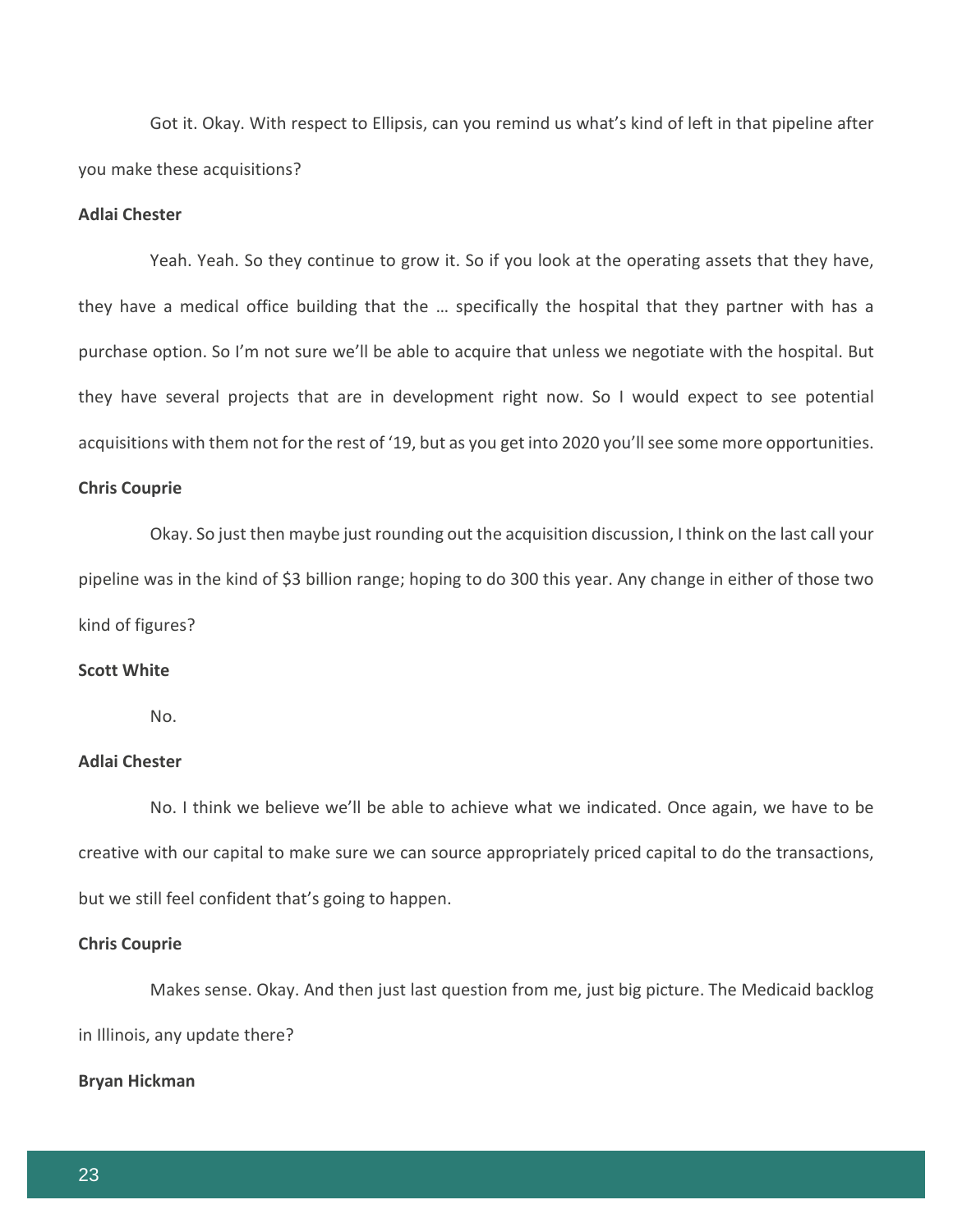Got it. Okay. With respect to Ellipsis, can you remind us what's kind of left in that pipeline after you make these acquisitions?

**Adlai Chester**

Yeah. Yeah. So they continue to grow it. So if you look at the operating assets that they have, they have a medical office building that the … specifically the hospital that they partner with has a purchase option. So I'm not sure we'll be able to acquire that unless we negotiate with the hospital. But they have several projects that are in development right now. So I would expect to see potential acquisitions with them not for the rest of '19, but as you get into 2020 you'll see some more opportunities.

**Chris Couprie**

Okay. So just then maybe just rounding out the acquisition discussion, I think on the last call your pipeline was in the kind of $3 billion range; hoping to do 300 this year. Any change in either of those two kind of figures?

**Scott White**

No.

**Adlai Chester**

No. I think we believe we'll be able to achieve what we indicated. Once again, we have to be creative with our capital to make sure we can source appropriately priced capital to do the transactions, but we still feel confident that's going to happen.

**Chris Couprie**

Makes sense. Okay. And then just last question from me, just big picture. The Medicaid backlog in Illinois, any update there?

**Bryan Hickman**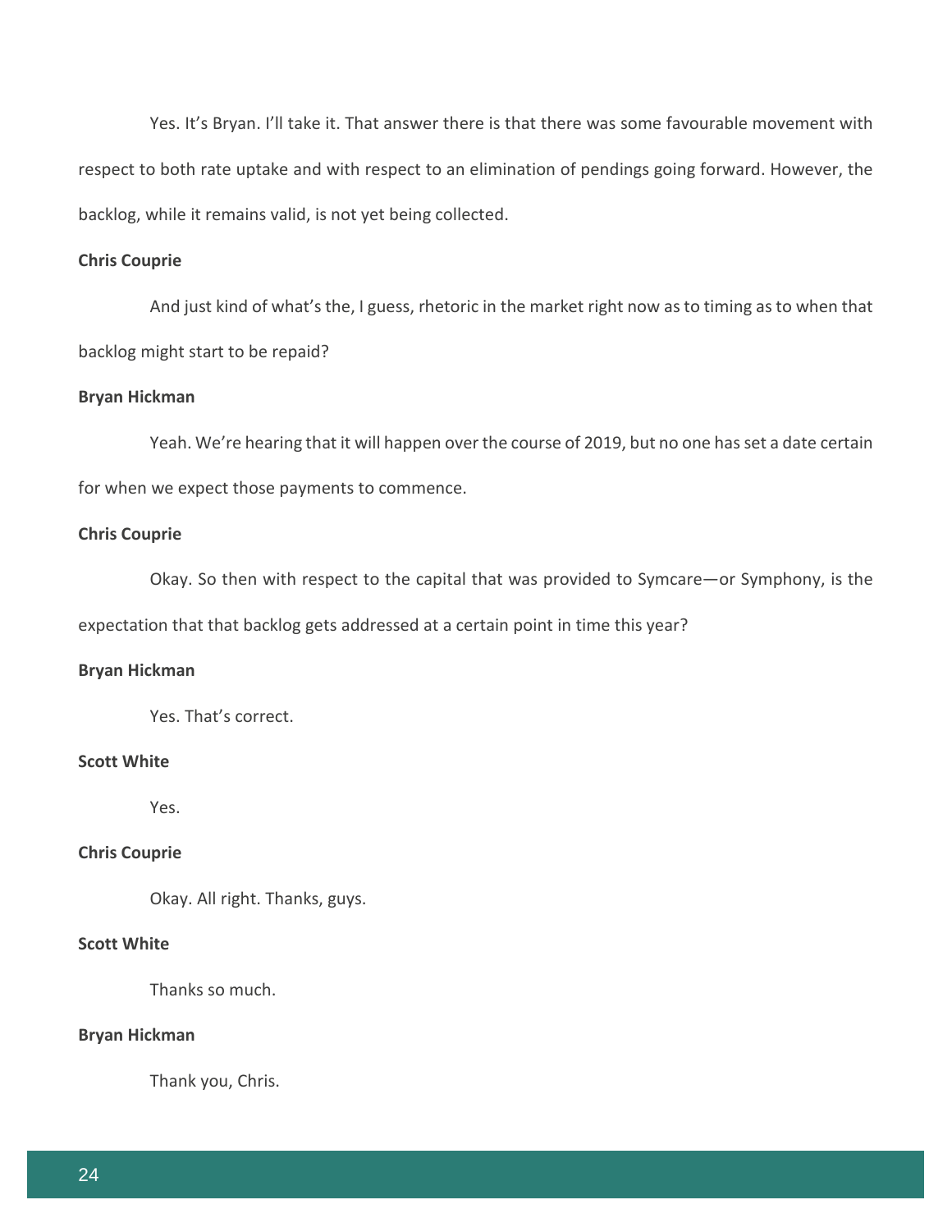Yes. It's Bryan. I'll take it. That answer there is that there was some favourable movement with respect to both rate uptake and with respect to an elimination of pendings going forward. However, the backlog, while it remains valid, is not yet being collected.

**Chris Couprie**

And just kind of what's the, I guess, rhetoric in the market right now as to timing as to when that backlog might start to be repaid?

**Bryan Hickman**

Yeah. We're hearing that it will happen over the course of 2019, but no one has set a date certain for when we expect those payments to commence.

**Chris Couprie**

Okay. So then with respect to the capital that was provided to Symcare—or Symphony, is the expectation that that backlog gets addressed at a certain point in time this year?

**Bryan Hickman**

Yes. That's correct.

**Scott White**

Yes.

**Chris Couprie**

Okay. All right. Thanks, guys.

**Scott White**

Thanks so much.

**Bryan Hickman**

Thank you, Chris.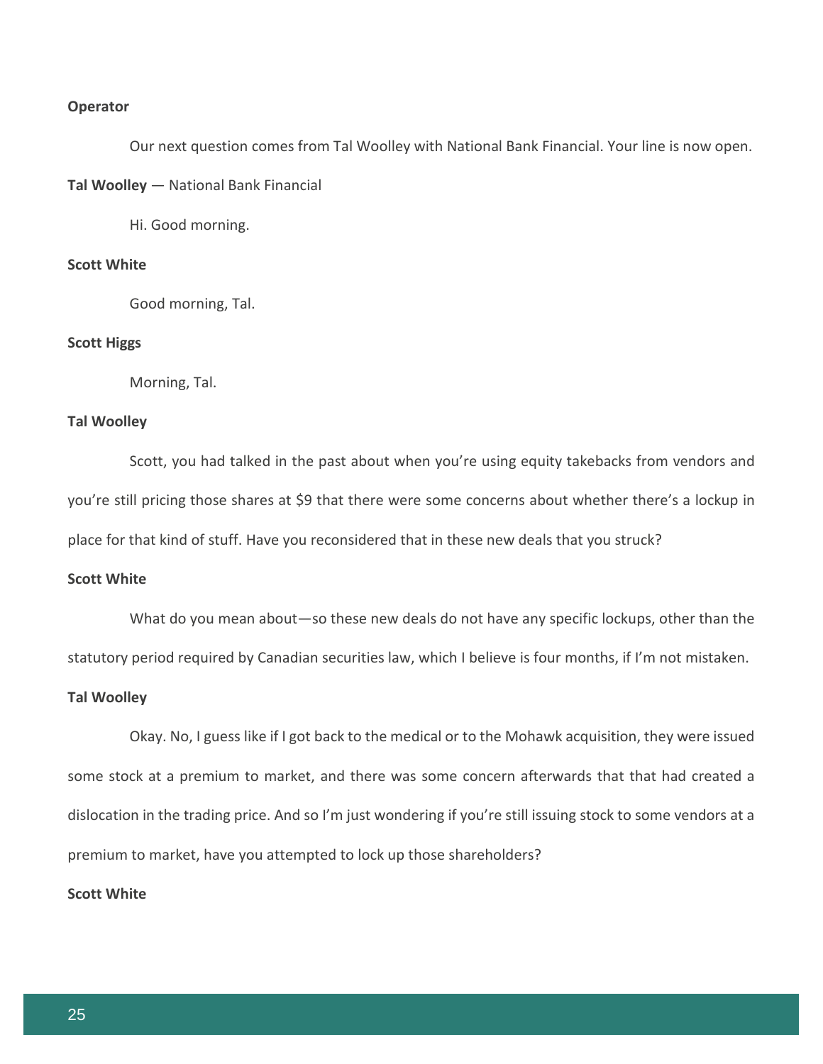**Operator**

Our next question comes from Tal Woolley with National Bank Financial. Your line is now open.

**Tal Woolley** — National Bank Financial

Hi. Good morning.

**Scott White**

Good morning, Tal.

**Scott Higgs**

Morning, Tal.

**Tal Woolley**

Scott, you had talked in the past about when you're using equity takebacks from vendors and you're still pricing those shares at $9 that there were some concerns about whether there's a lockup in place for that kind of stuff. Have you reconsidered that in these new deals that you struck?

**Scott White**

What do you mean about—so these new deals do not have any specific lockups, other than the statutory period required by Canadian securities law, which I believe is four months, if I'm not mistaken.

**Tal Woolley**

Okay. No, I guess like if I got back to the medical or to the Mohawk acquisition, they were issued some stock at a premium to market, and there was some concern afterwards that that had created a dislocation in the trading price. And so I'm just wondering if you're still issuing stock to some vendors at a premium to market, have you attempted to lock up those shareholders?

**Scott White**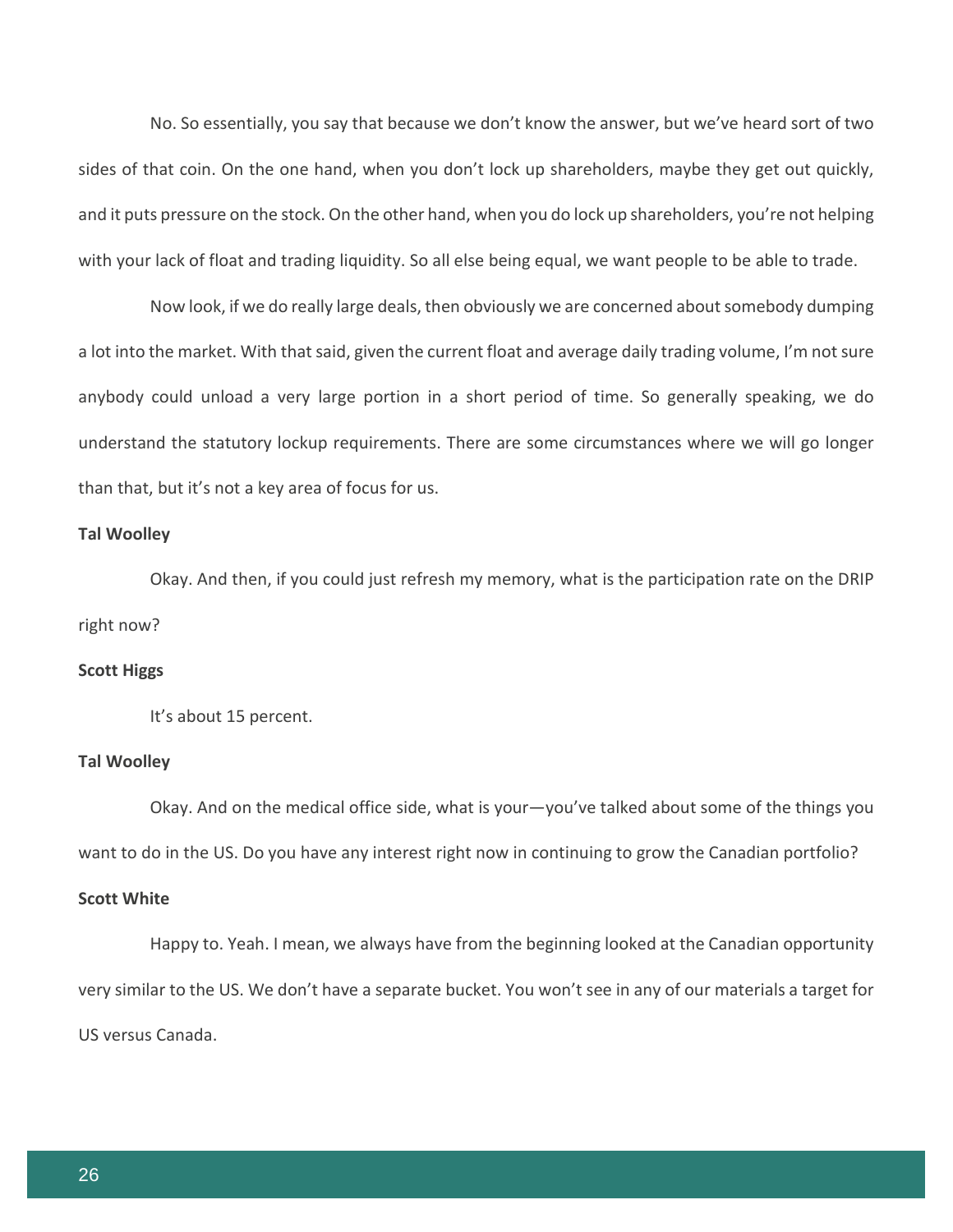No. So essentially, you say that because we don't know the answer, but we've heard sort of two sides of that coin. On the one hand, when you don't lock up shareholders, maybe they get out quickly, and it puts pressure on the stock. On the other hand, when you do lock up shareholders, you're not helping with your lack of float and trading liquidity. So all else being equal, we want people to be able to trade.

Now look, if we do really large deals, then obviously we are concerned about somebody dumping a lot into the market. With that said, given the current float and average daily trading volume, I'm not sure anybody could unload a very large portion in a short period of time. So generally speaking, we do understand the statutory lockup requirements. There are some circumstances where we will go longer than that, but it's not a key area of focus for us.

**Tal Woolley**

Okay. And then, if you could just refresh my memory, what is the participation rate on the DRIP right now?

**Scott Higgs**

It's about 15 percent.

**Tal Woolley**

Okay. And on the medical office side, what is your—you've talked about some of the things you want to do in the US. Do you have any interest right now in continuing to grow the Canadian portfolio?

**Scott White**

Happy to. Yeah. I mean, we always have from the beginning looked at the Canadian opportunity very similar to the US. We don't have a separate bucket. You won't see in any of our materials a target for US versus Canada.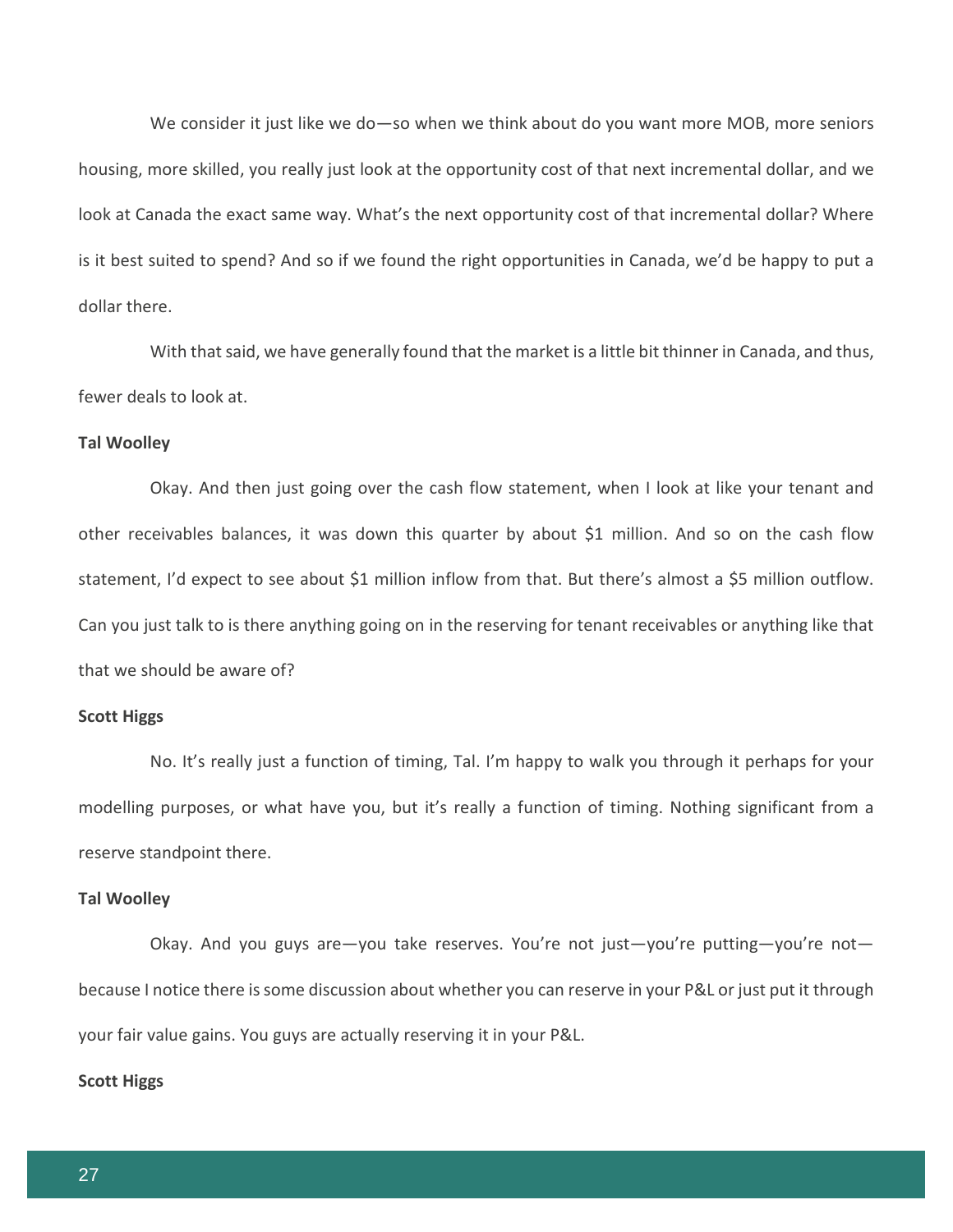We consider it just like we do—so when we think about do you want more MOB, more seniors housing, more skilled, you really just look at the opportunity cost of that next incremental dollar, and we look at Canada the exact same way. What's the next opportunity cost of that incremental dollar? Where is it best suited to spend? And so if we found the right opportunities in Canada, we'd be happy to put a dollar there.

With that said, we have generally found that the market is a little bit thinner in Canada, and thus, fewer deals to look at.

**Tal Woolley**

Okay. And then just going over the cash flow statement, when I look at like your tenant and other receivables balances, it was down this quarter by about $1 million. And so on the cash flow statement, I'd expect to see about $1 million inflow from that. But there's almost a $5 million outflow. Can you just talk to is there anything going on in the reserving for tenant receivables or anything like that that we should be aware of?

**Scott Higgs**

No. It's really just a function of timing, Tal. I'm happy to walk you through it perhaps for your modelling purposes, or what have you, but it's really a function of timing. Nothing significant from a reserve standpoint there.

**Tal Woolley**

Okay. And you guys are—you take reserves. You're not just—you're putting—you're not—because I notice there is some discussion about whether you can reserve in your P&L or just put it through your fair value gains. You guys are actually reserving it in your P&L.

**Scott Higgs**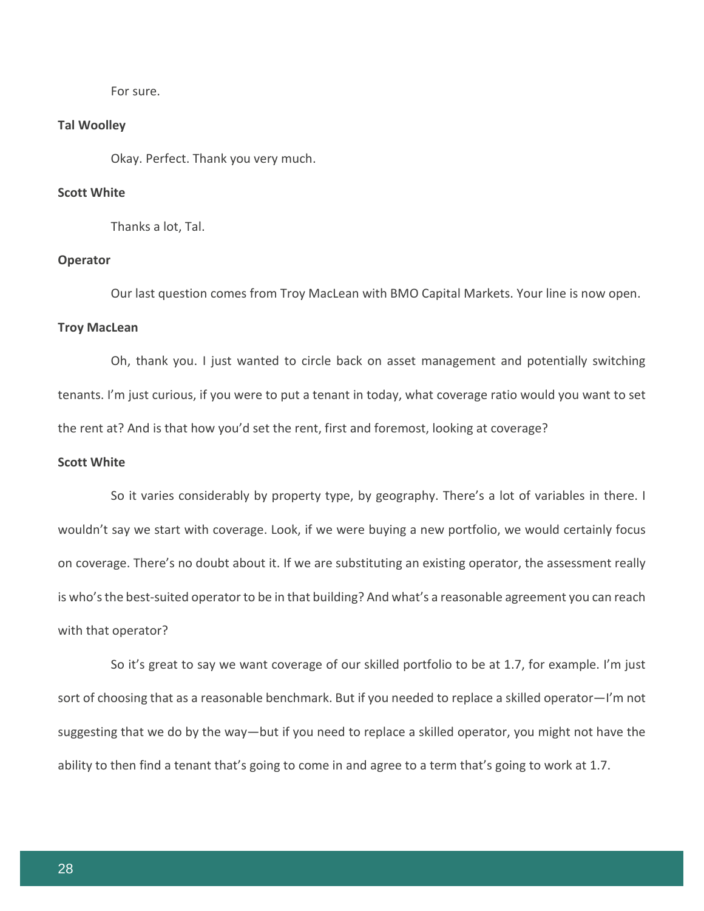For sure.

**Tal Woolley**

Okay. Perfect. Thank you very much.

**Scott White**

Thanks a lot, Tal.

**Operator**

Our last question comes from Troy MacLean with BMO Capital Markets. Your line is now open.

**Troy MacLean**

Oh, thank you. I just wanted to circle back on asset management and potentially switching tenants. I'm just curious, if you were to put a tenant in today, what coverage ratio would you want to set the rent at? And is that how you'd set the rent, first and foremost, looking at coverage?

**Scott White**

So it varies considerably by property type, by geography. There's a lot of variables in there. I wouldn't say we start with coverage. Look, if we were buying a new portfolio, we would certainly focus on coverage. There's no doubt about it. If we are substituting an existing operator, the assessment really is who's the best-suited operator to be in that building? And what's a reasonable agreement you can reach with that operator?

So it's great to say we want coverage of our skilled portfolio to be at 1.7, for example. I'm just sort of choosing that as a reasonable benchmark. But if you needed to replace a skilled operator—I'm not suggesting that we do by the way—but if you need to replace a skilled operator, you might not have the ability to then find a tenant that's going to come in and agree to a term that's going to work at 1.7.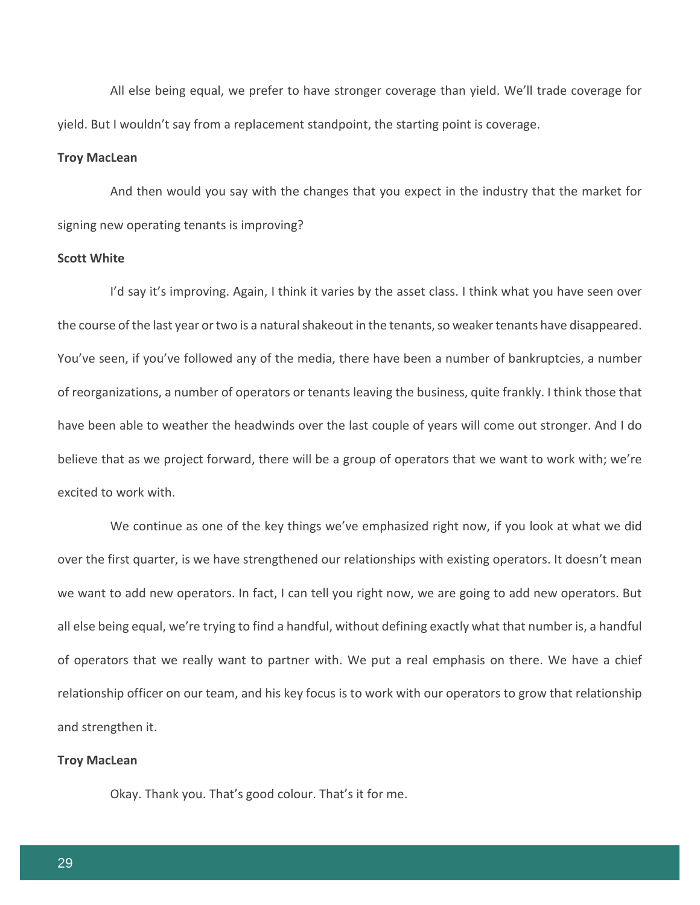All else being equal, we prefer to have stronger coverage than yield. We'll trade coverage for yield. But I wouldn't say from a replacement standpoint, the starting point is coverage.

**Troy MacLean**

And then would you say with the changes that you expect in the industry that the market for signing new operating tenants is improving?

**Scott White**

I'd say it's improving. Again, I think it varies by the asset class. I think what you have seen over the course of the last year or two is a natural shakeout in the tenants, so weaker tenants have disappeared. You've seen, if you've followed any of the media, there have been a number of bankruptcies, a number of reorganizations, a number of operators or tenants leaving the business, quite frankly. I think those that have been able to weather the headwinds over the last couple of years will come out stronger. And I do believe that as we project forward, there will be a group of operators that we want to work with; we're excited to work with.

We continue as one of the key things we've emphasized right now, if you look at what we did over the first quarter, is we have strengthened our relationships with existing operators. It doesn't mean we want to add new operators. In fact, I can tell you right now, we are going to add new operators. But all else being equal, we're trying to find a handful, without defining exactly what that number is, a handful of operators that we really want to partner with. We put a real emphasis on there. We have a chief relationship officer on our team, and his key focus is to work with our operators to grow that relationship and strengthen it.

**Troy MacLean**

Okay. Thank you. That's good colour. That's it for me.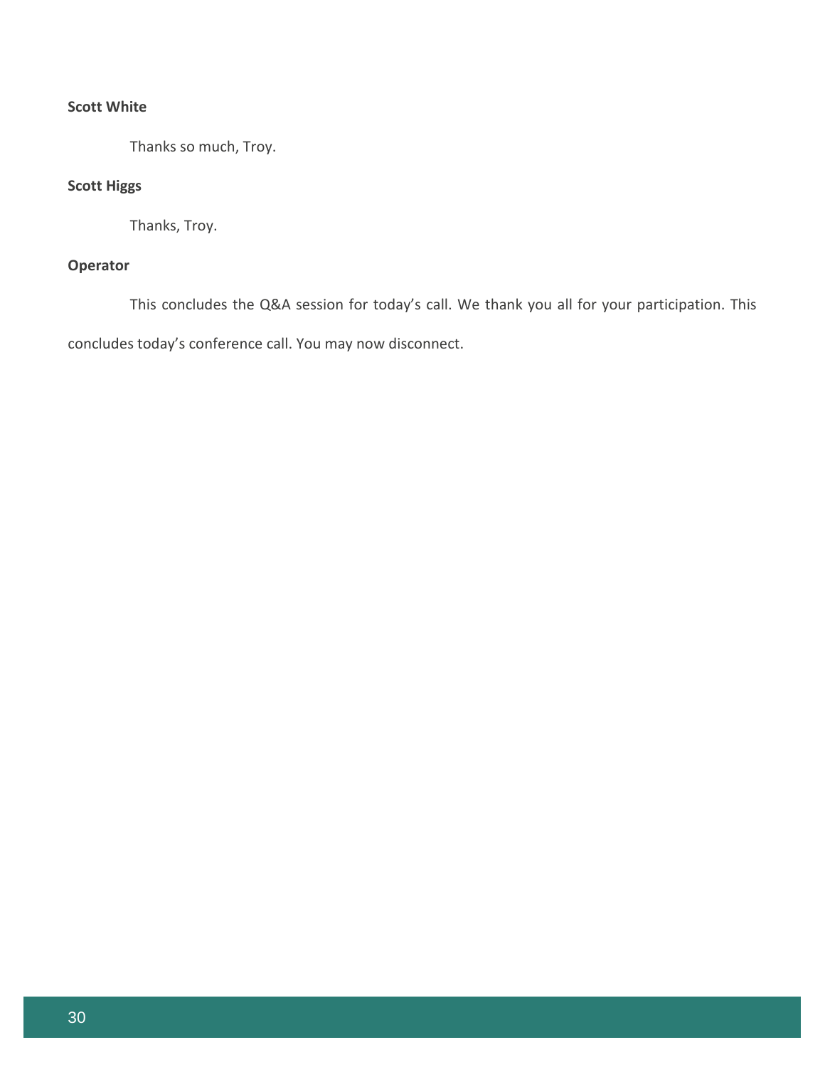**Scott White**

Thanks so much, Troy.

**Scott Higgs**

Thanks, Troy.

**Operator**

This concludes the Q&A session for today's call. We thank you all for your participation. This concludes today's conference call. You may now disconnect.